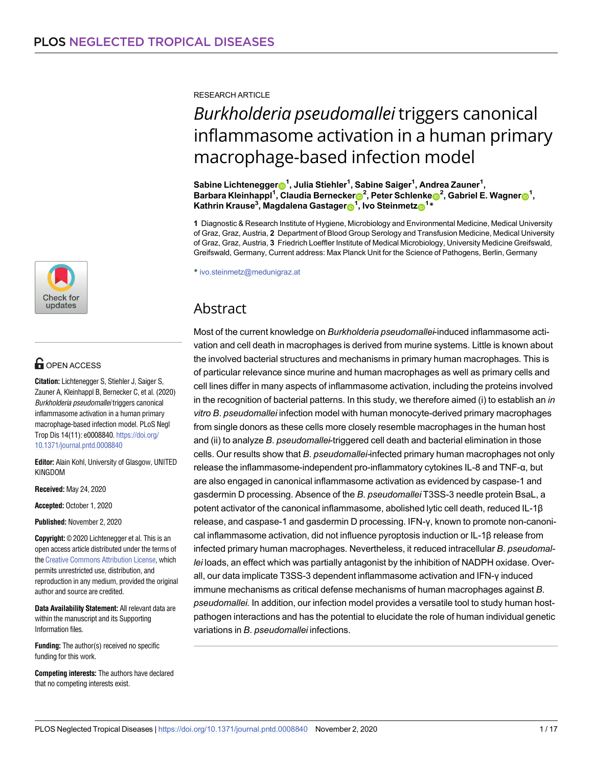RESEARCH ARTICLE

# *Burkholderia pseudomallei* triggers canonical inflammasome activation in a human primary macrophage-based infection model

**Sabine Lichtenegger[1], Julia Stiehler[1], Sabine Saiger[1], Andrea Zauner[1], Barbara Kleinhappl[1], Claudia Bernecker[2], Peter Schlenke[2], Gabriel E. Wagner[1], Kathrin Krause[3], Magdalena Gastager[1], Ivo Steinmetz[1]***

**1** Diagnostic & Research Institute of Hygiene, Microbiology and Environmental Medicine, Medical University of Graz, Graz, Austria, **2** Department of Blood Group Serology and Transfusion Medicine, Medical University of Graz, Graz, Austria, **3** Friedrich Loeffler Institute of Medical Microbiology, University Medicine Greifswald, Greifswald, Germany, Current address: Max Planck Unit for the Science of Pathogens, Berlin, Germany

* ivo.steinmetz@medunigraz.at

## Abstract

Most of the current knowledge on *Burkholderia pseudomallei*-induced inflammasome activation and cell death in macrophages is derived from murine systems. Little is known about the involved bacterial structures and mechanisms in primary human macrophages. This is of particular relevance since murine and human macrophages as well as primary cells and cell lines differ in many aspects of inflammasome activation, including the proteins involved in the recognition of bacterial patterns. In this study, we therefore aimed (i) to establish an *in vitro B*. *pseudomallei* infection model with human monocyte-derived primary macrophages from single donors as these cells more closely resemble macrophages in the human host and (ii) to analyze *B*. *pseudomallei*-triggered cell death and bacterial elimination in those cells. Our results show that *B*. *pseudomallei*-infected primary human macrophages not only release the inflammasome-independent pro-inflammatory cytokines IL-8 and TNF-α, but are also engaged in canonical inflammasome activation as evidenced by caspase-1 and gasdermin D processing. Absence of the *B*. *pseudomallei* T3SS-3 needle protein BsaL, a potent activator of the canonical inflammasome, abolished lytic cell death, reduced IL-1β release, and caspase-1 and gasdermin D processing. IFN-γ, known to promote non-canonical inflammasome activation, did not influence pyroptosis induction or IL-1β release from infected primary human macrophages. Nevertheless, it reduced intracellular *B*. *pseudomallei* loads, an effect which was partially antagonist by the inhibition of NADPH oxidase. Overall, our data implicate T3SS-3 dependent inflammasome activation and IFN-γ induced immune mechanisms as critical defense mechanisms of human macrophages against *B*. *pseudomallei*. In addition, our infection model provides a versatile tool to study human host-pathogen interactions and has the potential to elucidate the role of human individual genetic variations in *B*. *pseudomallei* infections.

OPEN ACCESS

**Citation:** Lichtenegger S, Stiehler J, Saiger S, Zauner A, Kleinhappl B, Bernecker C, et al. (2020) *Burkholderia pseudomallei* triggers canonical inflammasome activation in a human primary macrophage-based infection model. PLoS Negl Trop Dis 14(11): e0008840. https://doi.org/10.1371/journal.pntd.0008840

**Editor:** Alain Kohl, University of Glasgow, UNITED KINGDOM

**Received:** May 24, 2020

**Accepted:** October 1, 2020

**Published:** November 2, 2020

**Copyright:** © 2020 Lichtenegger et al. This is an open access article distributed under the terms of the Creative Commons Attribution License, which permits unrestricted use, distribution, and reproduction in any medium, provided the original author and source are credited.

**Data Availability Statement:** All relevant data are within the manuscript and its Supporting Information files.

**Funding:** The author(s) received no specific funding for this work.

**Competing interests:** The authors have declared that no competing interests exist.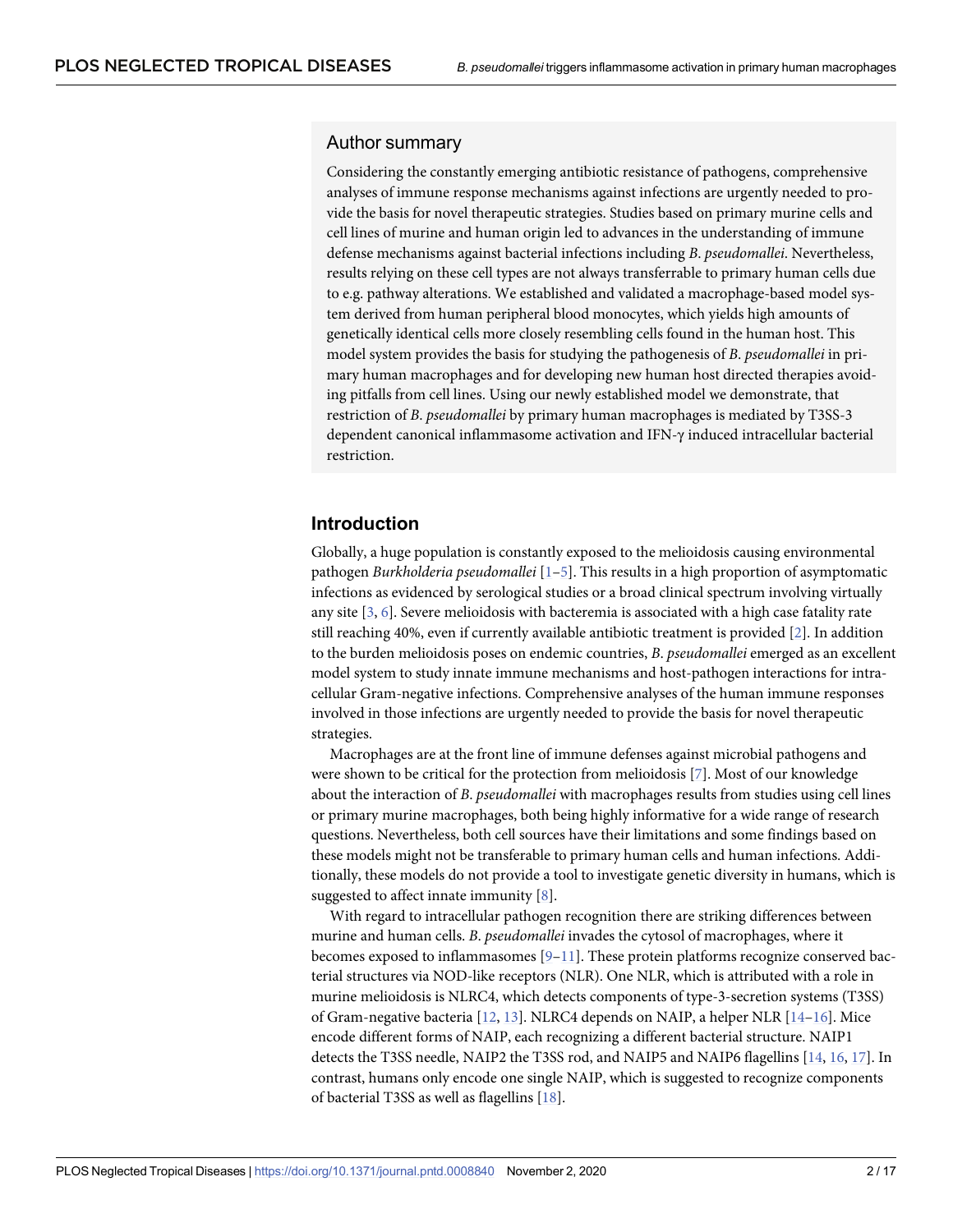## Author summary

Considering the constantly emerging antibiotic resistance of pathogens, comprehensive analyses of immune response mechanisms against infections are urgently needed to provide the basis for novel therapeutic strategies. Studies based on primary murine cells and cell lines of murine and human origin led to advances in the understanding of immune defense mechanisms against bacterial infections including *B. pseudomallei*. Nevertheless, results relying on these cell types are not always transferrable to primary human cells due to e.g. pathway alterations. We established and validated a macrophage-based model system derived from human peripheral blood monocytes, which yields high amounts of genetically identical cells more closely resembling cells found in the human host. This model system provides the basis for studying the pathogenesis of *B. pseudomallei* in primary human macrophages and for developing new human host directed therapies avoiding pitfalls from cell lines. Using our newly established model we demonstrate, that restriction of *B. pseudomallei* by primary human macrophages is mediated by T3SS-3 dependent canonical inflammasome activation and IFN-γ induced intracellular bacterial restriction.

## Introduction

Globally, a huge population is constantly exposed to the melioidosis causing environmental pathogen *Burkholderia pseudomallei* [1–5]. This results in a high proportion of asymptomatic infections as evidenced by serological studies or a broad clinical spectrum involving virtually any site [3, 6]. Severe melioidosis with bacteremia is associated with a high case fatality rate still reaching 40%, even if currently available antibiotic treatment is provided [2]. In addition to the burden melioidosis poses on endemic countries, *B. pseudomallei* emerged as an excellent model system to study innate immune mechanisms and host-pathogen interactions for intracellular Gram-negative infections. Comprehensive analyses of the human immune responses involved in those infections are urgently needed to provide the basis for novel therapeutic strategies.

Macrophages are at the front line of immune defenses against microbial pathogens and were shown to be critical for the protection from melioidosis [7]. Most of our knowledge about the interaction of *B. pseudomallei* with macrophages results from studies using cell lines or primary murine macrophages, both being highly informative for a wide range of research questions. Nevertheless, both cell sources have their limitations and some findings based on these models might not be transferable to primary human cells and human infections. Additionally, these models do not provide a tool to investigate genetic diversity in humans, which is suggested to affect innate immunity [8].

With regard to intracellular pathogen recognition there are striking differences between murine and human cells. *B. pseudomallei* invades the cytosol of macrophages, where it becomes exposed to inflammasomes [9–11]. These protein platforms recognize conserved bacterial structures via NOD-like receptors (NLR). One NLR, which is attributed with a role in murine melioidosis is NLRC4, which detects components of type-3-secretion systems (T3SS) of Gram-negative bacteria [12, 13]. NLRC4 depends on NAIP, a helper NLR [14–16]. Mice encode different forms of NAIP, each recognizing a different bacterial structure. NAIP1 detects the T3SS needle, NAIP2 the T3SS rod, and NAIP5 and NAIP6 flagellins [14, 16, 17]. In contrast, humans only encode one single NAIP, which is suggested to recognize components of bacterial T3SS as well as flagellins [18].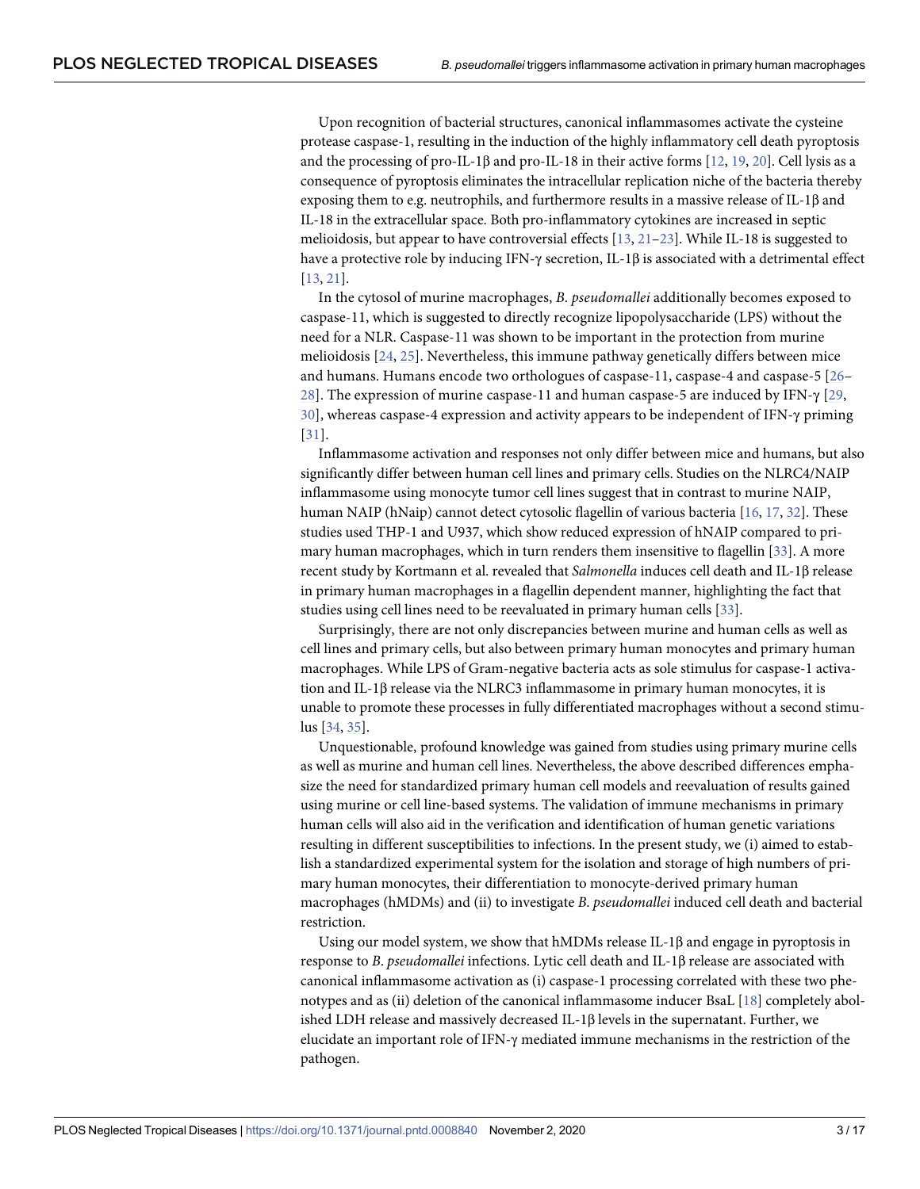Upon recognition of bacterial structures, canonical inflammasomes activate the cysteine protease caspase-1, resulting in the induction of the highly inflammatory cell death pyroptosis and the processing of pro-IL-1β and pro-IL-18 in their active forms [12, 19, 20]. Cell lysis as a consequence of pyroptosis eliminates the intracellular replication niche of the bacteria thereby exposing them to e.g. neutrophils, and furthermore results in a massive release of IL-1β and IL-18 in the extracellular space. Both pro-inflammatory cytokines are increased in septic melioidosis, but appear to have controversial effects [13, 21–23]. While IL-18 is suggested to have a protective role by inducing IFN-γ secretion, IL-1β is associated with a detrimental effect [13, 21].

In the cytosol of murine macrophages, *B. pseudomallei* additionally becomes exposed to caspase-11, which is suggested to directly recognize lipopolysaccharide (LPS) without the need for a NLR. Caspase-11 was shown to be important in the protection from murine melioidosis [24, 25]. Nevertheless, this immune pathway genetically differs between mice and humans. Humans encode two orthologues of caspase-11, caspase-4 and caspase-5 [26–28]. The expression of murine caspase-11 and human caspase-5 are induced by IFN-γ [29, 30], whereas caspase-4 expression and activity appears to be independent of IFN-γ priming [31].

Inflammasome activation and responses not only differ between mice and humans, but also significantly differ between human cell lines and primary cells. Studies on the NLRC4/NAIP inflammasome using monocyte tumor cell lines suggest that in contrast to murine NAIP, human NAIP (hNaip) cannot detect cytosolic flagellin of various bacteria [16, 17, 32]. These studies used THP-1 and U937, which show reduced expression of hNAIP compared to primary human macrophages, which in turn renders them insensitive to flagellin [33]. A more recent study by Kortmann et al. revealed that *Salmonella* induces cell death and IL-1β release in primary human macrophages in a flagellin dependent manner, highlighting the fact that studies using cell lines need to be reevaluated in primary human cells [33].

Surprisingly, there are not only discrepancies between murine and human cells as well as cell lines and primary cells, but also between primary human monocytes and primary human macrophages. While LPS of Gram-negative bacteria acts as sole stimulus for caspase-1 activation and IL-1β release via the NLRC3 inflammasome in primary human monocytes, it is unable to promote these processes in fully differentiated macrophages without a second stimulus [34, 35].

Unquestionable, profound knowledge was gained from studies using primary murine cells as well as murine and human cell lines. Nevertheless, the above described differences emphasize the need for standardized primary human cell models and reevaluation of results gained using murine or cell line-based systems. The validation of immune mechanisms in primary human cells will also aid in the verification and identification of human genetic variations resulting in different susceptibilities to infections. In the present study, we (i) aimed to establish a standardized experimental system for the isolation and storage of high numbers of primary human monocytes, their differentiation to monocyte-derived primary human macrophages (hMDMs) and (ii) to investigate *B. pseudomallei* induced cell death and bacterial restriction.

Using our model system, we show that hMDMs release IL-1β and engage in pyroptosis in response to *B. pseudomallei* infections. Lytic cell death and IL-1β release are associated with canonical inflammasome activation as (i) caspase-1 processing correlated with these two phenotypes and as (ii) deletion of the canonical inflammasome inducer BsaL [18] completely abolished LDH release and massively decreased IL-1β levels in the supernatant. Further, we elucidate an important role of IFN-γ mediated immune mechanisms in the restriction of the pathogen.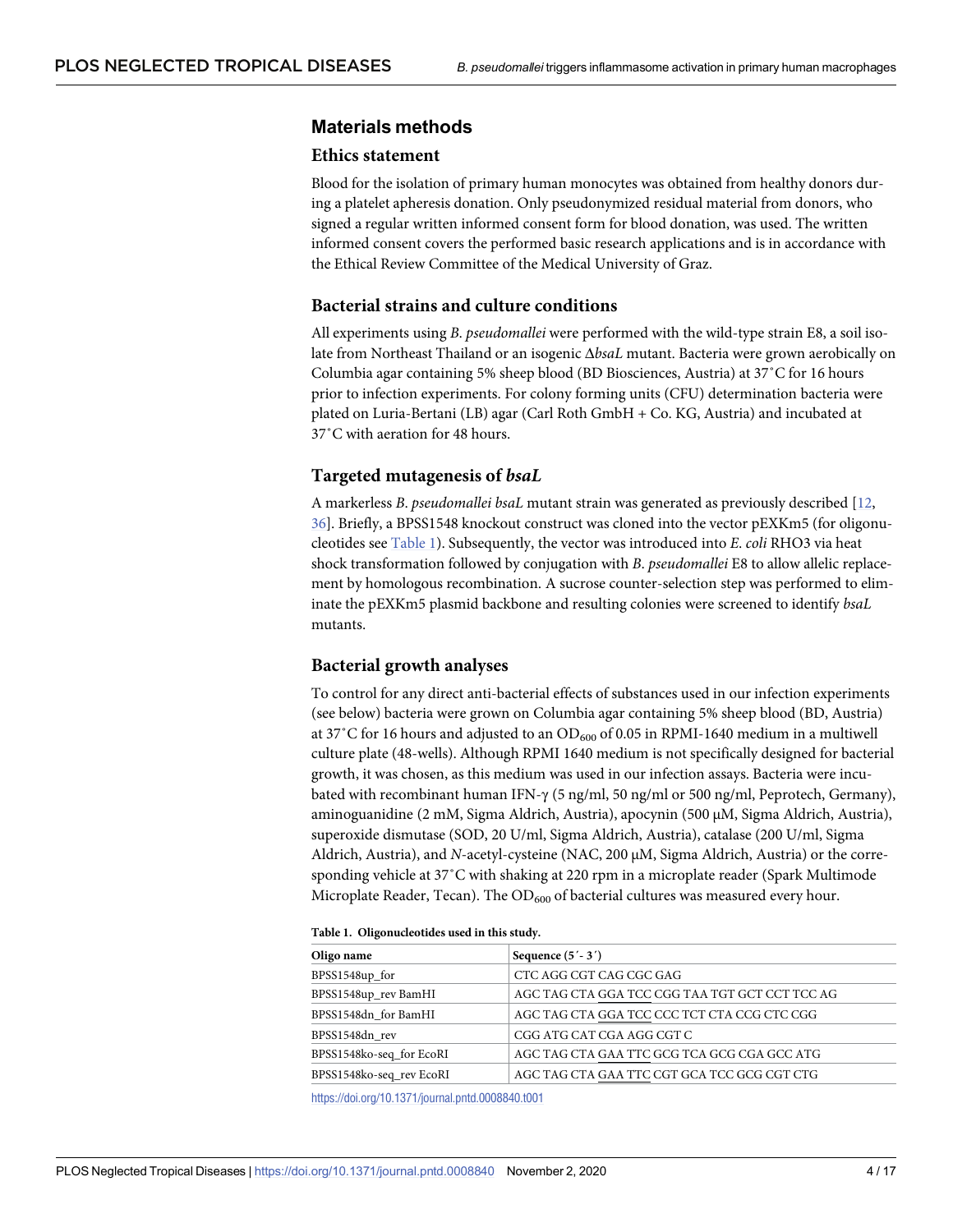## Materials methods

### Ethics statement

Blood for the isolation of primary human monocytes was obtained from healthy donors during a platelet apheresis donation. Only pseudonymized residual material from donors, who signed a regular written informed consent form for blood donation, was used. The written informed consent covers the performed basic research applications and is in accordance with the Ethical Review Committee of the Medical University of Graz.

### Bacterial strains and culture conditions

All experiments using *B. pseudomallei* were performed with the wild-type strain E8, a soil isolate from Northeast Thailand or an isogenic Δ*bsaL* mutant. Bacteria were grown aerobically on Columbia agar containing 5% sheep blood (BD Biosciences, Austria) at 37˚C for 16 hours prior to infection experiments. For colony forming units (CFU) determination bacteria were plated on Luria-Bertani (LB) agar (Carl Roth GmbH + Co. KG, Austria) and incubated at 37˚C with aeration for 48 hours.

### Targeted mutagenesis of *bsaL*

A markerless *B. pseudomallei bsaL* mutant strain was generated as previously described [12, 36]. Briefly, a BPSS1548 knockout construct was cloned into the vector pEXKm5 (for oligonucleotides see Table 1). Subsequently, the vector was introduced into *E. coli* RHO3 via heat shock transformation followed by conjugation with *B. pseudomallei* E8 to allow allelic replacement by homologous recombination. A sucrose counter-selection step was performed to eliminate the pEXKm5 plasmid backbone and resulting colonies were screened to identify *bsaL* mutants.

### Bacterial growth analyses

To control for any direct anti-bacterial effects of substances used in our infection experiments (see below) bacteria were grown on Columbia agar containing 5% sheep blood (BD, Austria) at 37˚C for 16 hours and adjusted to an $OD_{600}$ of 0.05 in RPMI-1640 medium in a multiwell culture plate (48-wells). Although RPMI 1640 medium is not specifically designed for bacterial growth, it was chosen, as this medium was used in our infection assays. Bacteria were incubated with recombinant human IFN-γ (5 ng/ml, 50 ng/ml or 500 ng/ml, Peprotech, Germany), aminoguanidine (2 mM, Sigma Aldrich, Austria), apocynin (500 μM, Sigma Aldrich, Austria), superoxide dismutase (SOD, 20 U/ml, Sigma Aldrich, Austria), catalase (200 U/ml, Sigma Aldrich, Austria), and *N*-acetyl-cysteine (NAC, 200 μM, Sigma Aldrich, Austria) or the corresponding vehicle at 37˚C with shaking at 220 rpm in a microplate reader (Spark Multimode Microplate Reader, Tecan). The $OD_{600}$ of bacterial cultures was measured every hour.

**Table 1. Oligonucleotides used in this study.**

| Oligo name | Sequence (5´- 3´) |
|---|---|
| BPSS1548up_for | CTC AGG CGT CAG CGC GAG |
| BPSS1548up_rev BamHI | AGC TAG CTA GGA TCC CGG TAA TGT GCT CCT TCC AG |
| BPSS1548dn_for BamHI | AGC TAG CTA GGA TCC CCC TCT CTA CCG CTC CGG |
| BPSS1548dn_rev | CGG ATG CAT CGA AGG CGT C |
| BPSS1548ko-seq_for EcoRI | AGC TAG CTA GAA TTC GCG TCA GCG CGA GCC ATG |
| BPSS1548ko-seq_rev EcoRI | AGC TAG CTA GAA TTC CGT GCA TCC GCG CGT CTG |

https://doi.org/10.1371/journal.pntd.0008840.t001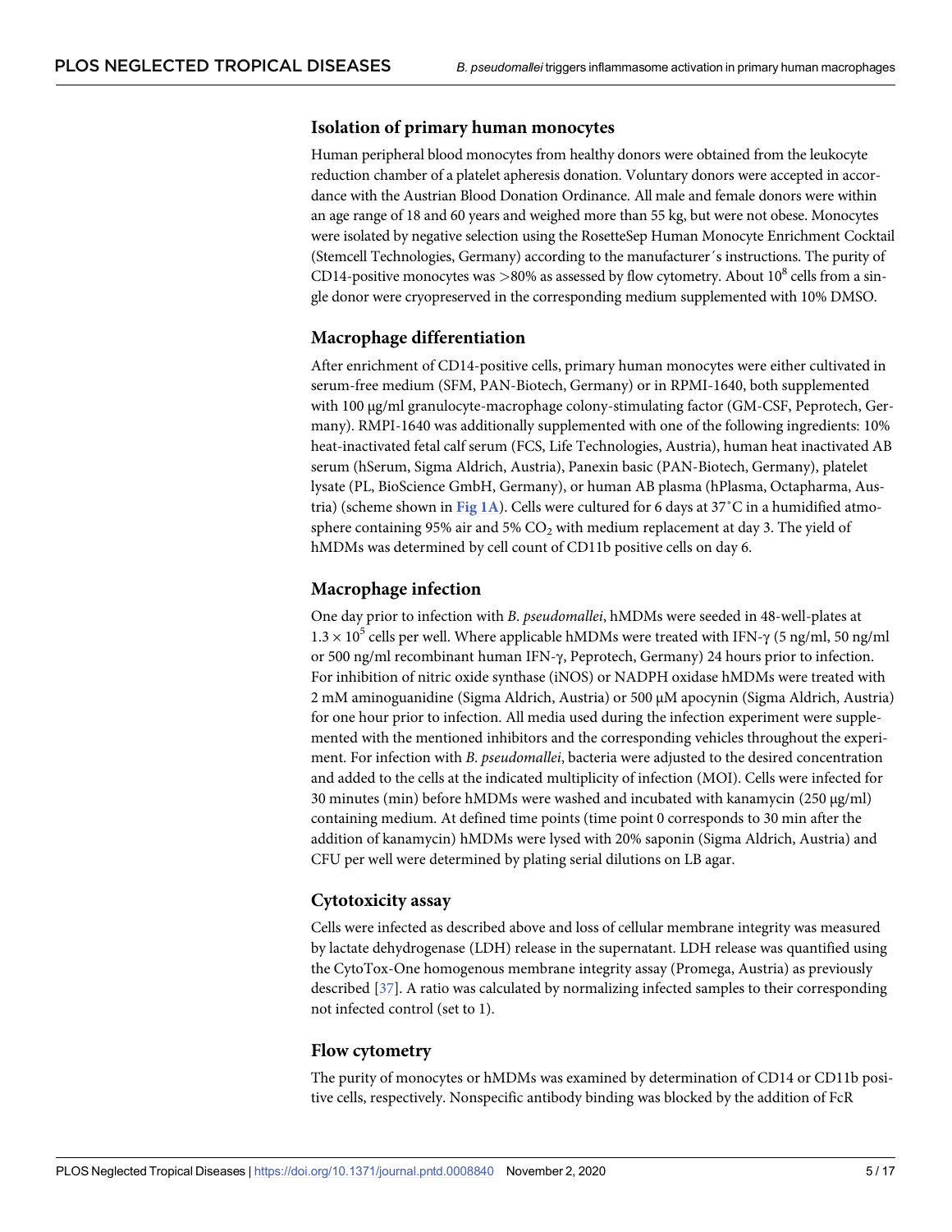## Isolation of primary human monocytes

Human peripheral blood monocytes from healthy donors were obtained from the leukocyte reduction chamber of a platelet apheresis donation. Voluntary donors were accepted in accordance with the Austrian Blood Donation Ordinance. All male and female donors were within an age range of 18 and 60 years and weighed more than 55 kg, but were not obese. Monocytes were isolated by negative selection using the RosetteSep Human Monocyte Enrichment Cocktail (Stemcell Technologies, Germany) according to the manufacturer´s instructions. The purity of CD14-positive monocytes was >80% as assessed by flow cytometry. About $10^8$ cells from a single donor were cryopreserved in the corresponding medium supplemented with 10% DMSO.

## Macrophage differentiation

After enrichment of CD14-positive cells, primary human monocytes were either cultivated in serum-free medium (SFM, PAN-Biotech, Germany) or in RPMI-1640, both supplemented with 100 μg/ml granulocyte-macrophage colony-stimulating factor (GM-CSF, Peprotech, Germany). RMPI-1640 was additionally supplemented with one of the following ingredients: 10% heat-inactivated fetal calf serum (FCS, Life Technologies, Austria), human heat inactivated AB serum (hSerum, Sigma Aldrich, Austria), Panexin basic (PAN-Biotech, Germany), platelet lysate (PL, BioScience GmbH, Germany), or human AB plasma (hPlasma, Octapharma, Austria) (scheme shown in Fig 1A). Cells were cultured for 6 days at 37˚C in a humidified atmosphere containing 95% air and 5% $CO_2$ with medium replacement at day 3. The yield of hMDMs was determined by cell count of CD11b positive cells on day 6.

## Macrophage infection

One day prior to infection with *B. pseudomallei*, hMDMs were seeded in 48-well-plates at $1.3 \times 10^5$ cells per well. Where applicable hMDMs were treated with IFN-γ (5 ng/ml, 50 ng/ml or 500 ng/ml recombinant human IFN-γ, Peprotech, Germany) 24 hours prior to infection. For inhibition of nitric oxide synthase (iNOS) or NADPH oxidase hMDMs were treated with 2 mM aminoguanidine (Sigma Aldrich, Austria) or 500 μM apocynin (Sigma Aldrich, Austria) for one hour prior to infection. All media used during the infection experiment were supplemented with the mentioned inhibitors and the corresponding vehicles throughout the experiment. For infection with *B. pseudomallei*, bacteria were adjusted to the desired concentration and added to the cells at the indicated multiplicity of infection (MOI). Cells were infected for 30 minutes (min) before hMDMs were washed and incubated with kanamycin (250 μg/ml) containing medium. At defined time points (time point 0 corresponds to 30 min after the addition of kanamycin) hMDMs were lysed with 20% saponin (Sigma Aldrich, Austria) and CFU per well were determined by plating serial dilutions on LB agar.

## Cytotoxicity assay

Cells were infected as described above and loss of cellular membrane integrity was measured by lactate dehydrogenase (LDH) release in the supernatant. LDH release was quantified using the CytoTox-One homogenous membrane integrity assay (Promega, Austria) as previously described [37]. A ratio was calculated by normalizing infected samples to their corresponding not infected control (set to 1).

## Flow cytometry

The purity of monocytes or hMDMs was examined by determination of CD14 or CD11b positive cells, respectively. Nonspecific antibody binding was blocked by the addition of FcR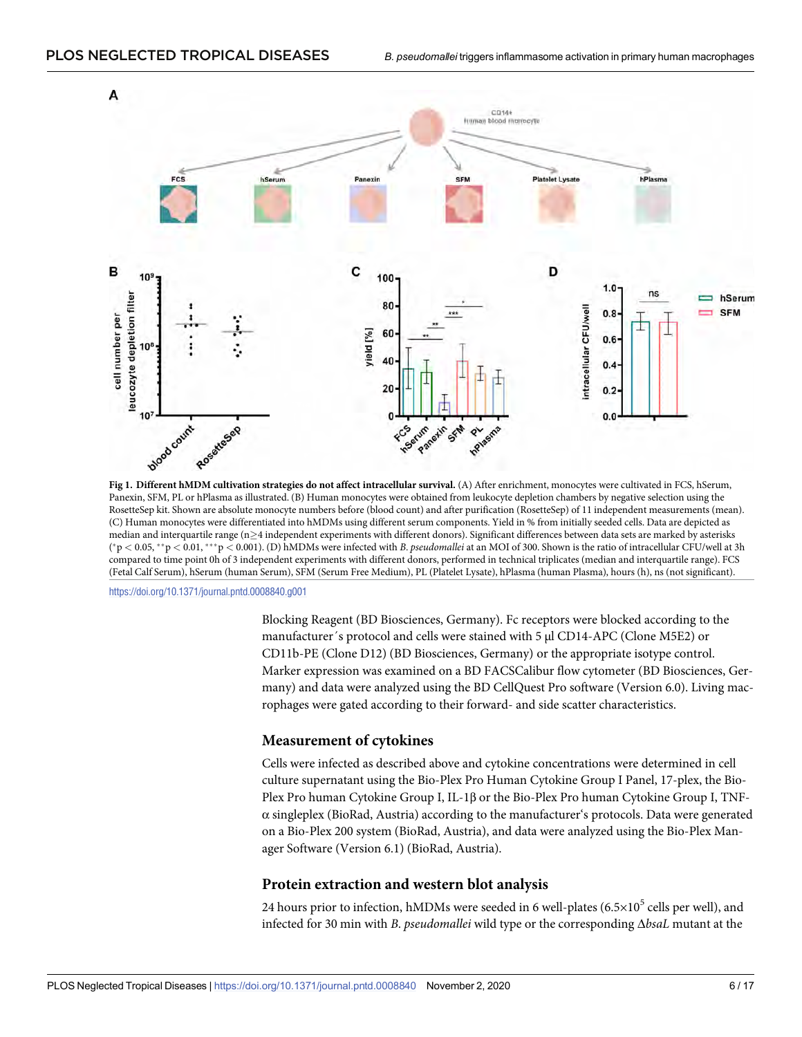**Fig 1. Different hMDM cultivation strategies do not affect intracellular survival.** (A) After enrichment, monocytes were cultivated in FCS, hSerum, Panexin, SFM, PL or hPlasma as illustrated. (B) Human monocytes were obtained from leukocyte depletion chambers by negative selection using the RosetteSep kit. Shown are absolute monocyte numbers before (blood count) and after purification (RosetteSep) of 11 independent measurements (mean). (C) Human monocytes were differentiated into hMDMs using different serum components. Yield in % from initially seeded cells. Data are depicted as median and interquartile range (n≥4 independent experiments with different donors). Significant differences between data sets are marked by asterisks (*p < 0.05, **p < 0.01, ***p < 0.001). (D) hMDMs were infected with *B. pseudomallei* at an MOI of 300. Shown is the ratio of intracellular CFU/well at 3h compared to time point 0h of 3 independent experiments with different donors, performed in technical triplicates (median and interquartile range). FCS (Fetal Calf Serum), hSerum (human Serum), SFM (Serum Free Medium), PL (Platelet Lysate), hPlasma (human Plasma), hours (h), ns (not significant).

https://doi.org/10.1371/journal.pntd.0008840.g001

Blocking Reagent (BD Biosciences, Germany). Fc receptors were blocked according to the manufacturer´s protocol and cells were stained with 5 μl CD14-APC (Clone M5E2) or CD11b-PE (Clone D12) (BD Biosciences, Germany) or the appropriate isotype control. Marker expression was examined on a BD FACSCalibur flow cytometer (BD Biosciences, Germany) and data were analyzed using the BD CellQuest Pro software (Version 6.0). Living macrophages were gated according to their forward- and side scatter characteristics.

### Measurement of cytokines

Cells were infected as described above and cytokine concentrations were determined in cell culture supernatant using the Bio-Plex Pro Human Cytokine Group I Panel, 17-plex, the Bio-Plex Pro human Cytokine Group I, IL-1β or the Bio-Plex Pro human Cytokine Group I, TNF-α singleplex (BioRad, Austria) according to the manufacturer‘s protocols. Data were generated on a Bio-Plex 200 system (BioRad, Austria), and data were analyzed using the Bio-Plex Manager Software (Version 6.1) (BioRad, Austria).

### Protein extraction and western blot analysis

24 hours prior to infection, hMDMs were seeded in 6 well-plates ($6.5 \times 10^5$ cells per well), and infected for 30 min with *B. pseudomallei* wild type or the corresponding Δ*bsaL* mutant at the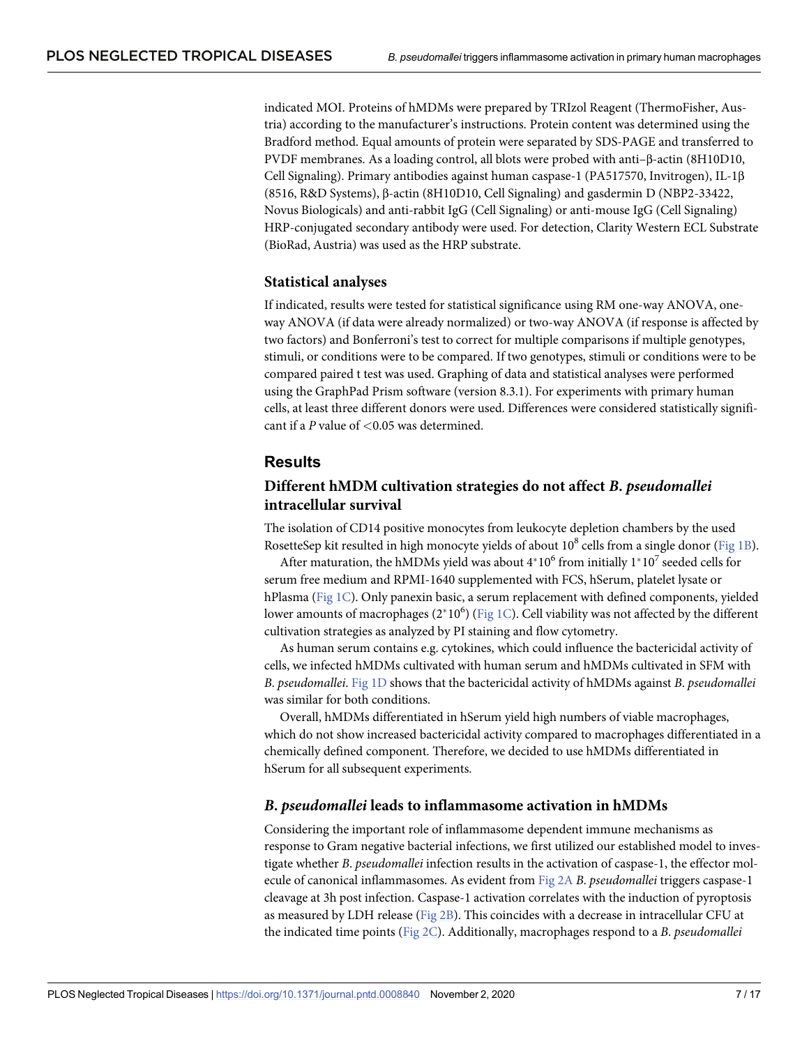indicated MOI. Proteins of hMDMs were prepared by TRIzol Reagent (ThermoFisher, Austria) according to the manufacturer's instructions. Protein content was determined using the Bradford method. Equal amounts of protein were separated by SDS-PAGE and transferred to PVDF membranes. As a loading control, all blots were probed with anti–β-actin (8H10D10, Cell Signaling). Primary antibodies against human caspase-1 (PA517570, Invitrogen), IL-1β (8516, R&D Systems), β-actin (8H10D10, Cell Signaling) and gasdermin D (NBP2-33422, Novus Biologicals) and anti-rabbit IgG (Cell Signaling) or anti-mouse IgG (Cell Signaling) HRP-conjugated secondary antibody were used. For detection, Clarity Western ECL Substrate (BioRad, Austria) was used as the HRP substrate.

### Statistical analyses

If indicated, results were tested for statistical significance using RM one-way ANOVA, one-way ANOVA (if data were already normalized) or two-way ANOVA (if response is affected by two factors) and Bonferroni's test to correct for multiple comparisons if multiple genotypes, stimuli, or conditions were to be compared. If two genotypes, stimuli or conditions were to be compared paired t test was used. Graphing of data and statistical analyses were performed using the GraphPad Prism software (version 8.3.1). For experiments with primary human cells, at least three different donors were used. Differences were considered statistically significant if a *P* value of $<0.05$ was determined.

## Results

### Different hMDM cultivation strategies do not affect *B. pseudomallei* intracellular survival

The isolation of CD14 positive monocytes from leukocyte depletion chambers by the used RosetteSep kit resulted in high monocyte yields of about $10^8$ cells from a single donor (Fig 1B).

After maturation, the hMDMs yield was about $4^*10^6$ from initially $1^*10^7$ seeded cells for serum free medium and RPMI-1640 supplemented with FCS, hSerum, platelet lysate or hPlasma (Fig 1C). Only panexin basic, a serum replacement with defined components, yielded lower amounts of macrophages ($2^*10^6$) (Fig 1C). Cell viability was not affected by the different cultivation strategies as analyzed by PI staining and flow cytometry.

As human serum contains e.g. cytokines, which could influence the bactericidal activity of cells, we infected hMDMs cultivated with human serum and hMDMs cultivated in SFM with *B. pseudomallei*. Fig 1D shows that the bactericidal activity of hMDMs against *B. pseudomallei* was similar for both conditions.

Overall, hMDMs differentiated in hSerum yield high numbers of viable macrophages, which do not show increased bactericidal activity compared to macrophages differentiated in a chemically defined component. Therefore, we decided to use hMDMs differentiated in hSerum for all subsequent experiments.

### *B. pseudomallei* leads to inflammasome activation in hMDMs

Considering the important role of inflammasome dependent immune mechanisms as response to Gram negative bacterial infections, we first utilized our established model to investigate whether *B. pseudomallei* infection results in the activation of caspase-1, the effector molecule of canonical inflammasomes. As evident from Fig 2A *B. pseudomallei* triggers caspase-1 cleavage at 3h post infection. Caspase-1 activation correlates with the induction of pyroptosis as measured by LDH release (Fig 2B). This coincides with a decrease in intracellular CFU at the indicated time points (Fig 2C). Additionally, macrophages respond to a *B. pseudomallei*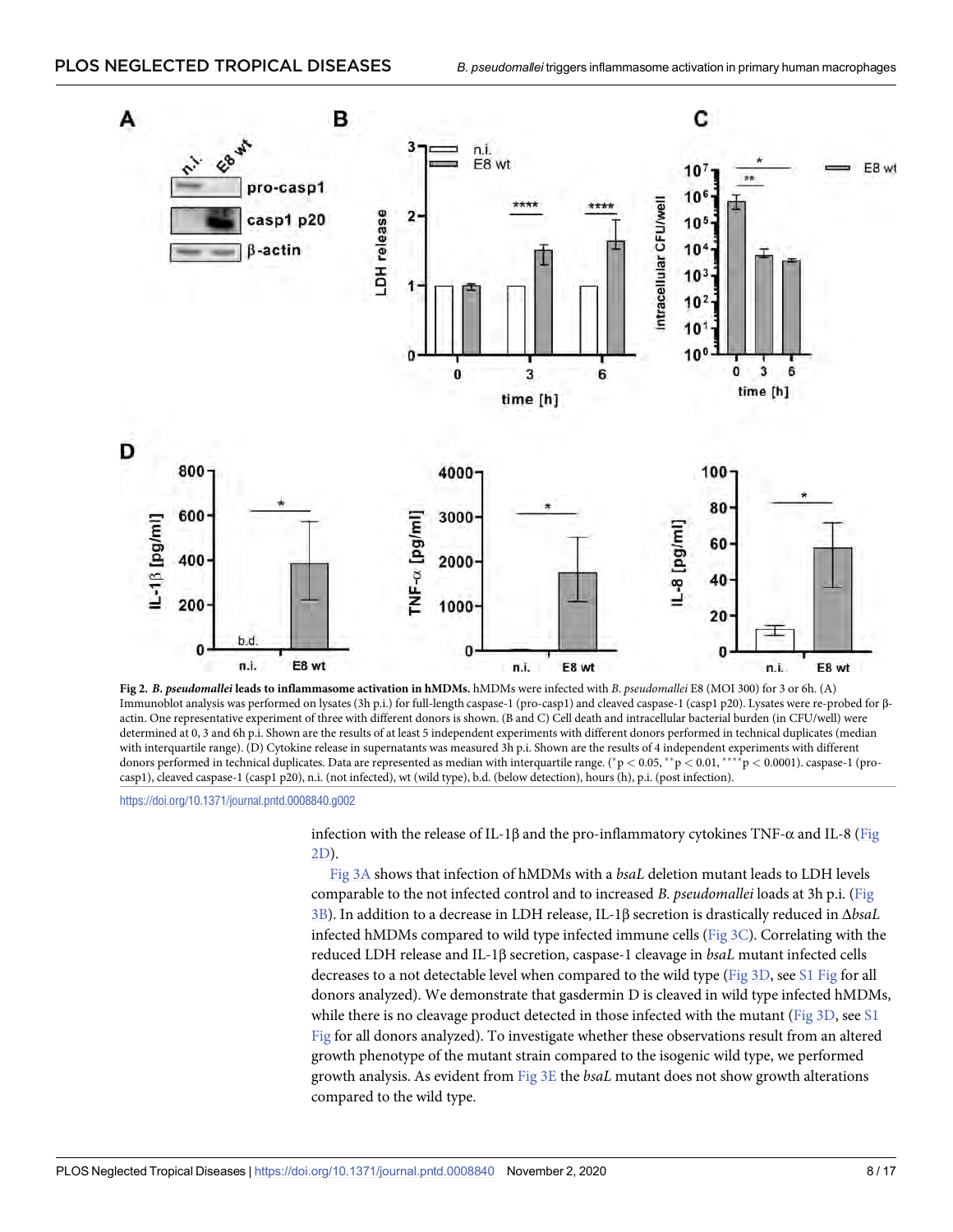**Fig 2. *B. pseudomallei* leads to inflammasome activation in hMDMs.** hMDMs were infected with *B. pseudomallei* E8 (MOI 300) for 3 or 6h. (A) Immunoblot analysis was performed on lysates (3h p.i.) for full-length caspase-1 (pro-casp1) and cleaved caspase-1 (casp1 p20). Lysates were re-probed for β-actin. One representative experiment of three with different donors is shown. (B and C) Cell death and intracellular bacterial burden (in CFU/well) were determined at 0, 3 and 6h p.i. Shown are the results of at least 5 independent experiments with different donors performed in technical duplicates (median with interquartile range). (D) Cytokine release in supernatants was measured 3h p.i. Shown are the results of 4 independent experiments with different donors performed in technical duplicates. Data are represented as median with interquartile range. (\*$p < 0.05$, \*\*$p < 0.01$, \*\*\*\*$p < 0.0001$). caspase-1 (pro-casp1), cleaved caspase-1 (casp1 p20), n.i. (not infected), wt (wild type), b.d. (below detection), hours (h), p.i. (post infection).

https://doi.org/10.1371/journal.pntd.0008840.g002

infection with the release of IL-1β and the pro-inflammatory cytokines TNF-α and IL-8 (Fig 2D).

Fig 3A shows that infection of hMDMs with a *bsaL* deletion mutant leads to LDH levels comparable to the not infected control and to increased *B. pseudomallei* loads at 3h p.i. (Fig 3B). In addition to a decrease in LDH release, IL-1β secretion is drastically reduced in Δ*bsaL* infected hMDMs compared to wild type infected immune cells (Fig 3C). Correlating with the reduced LDH release and IL-1β secretion, caspase-1 cleavage in *bsaL* mutant infected cells decreases to a not detectable level when compared to the wild type (Fig 3D, see S1 Fig for all donors analyzed). We demonstrate that gasdermin D is cleaved in wild type infected hMDMs, while there is no cleavage product detected in those infected with the mutant (Fig 3D, see S1 Fig for all donors analyzed). To investigate whether these observations result from an altered growth phenotype of the mutant strain compared to the isogenic wild type, we performed growth analysis. As evident from Fig 3E the *bsaL* mutant does not show growth alterations compared to the wild type.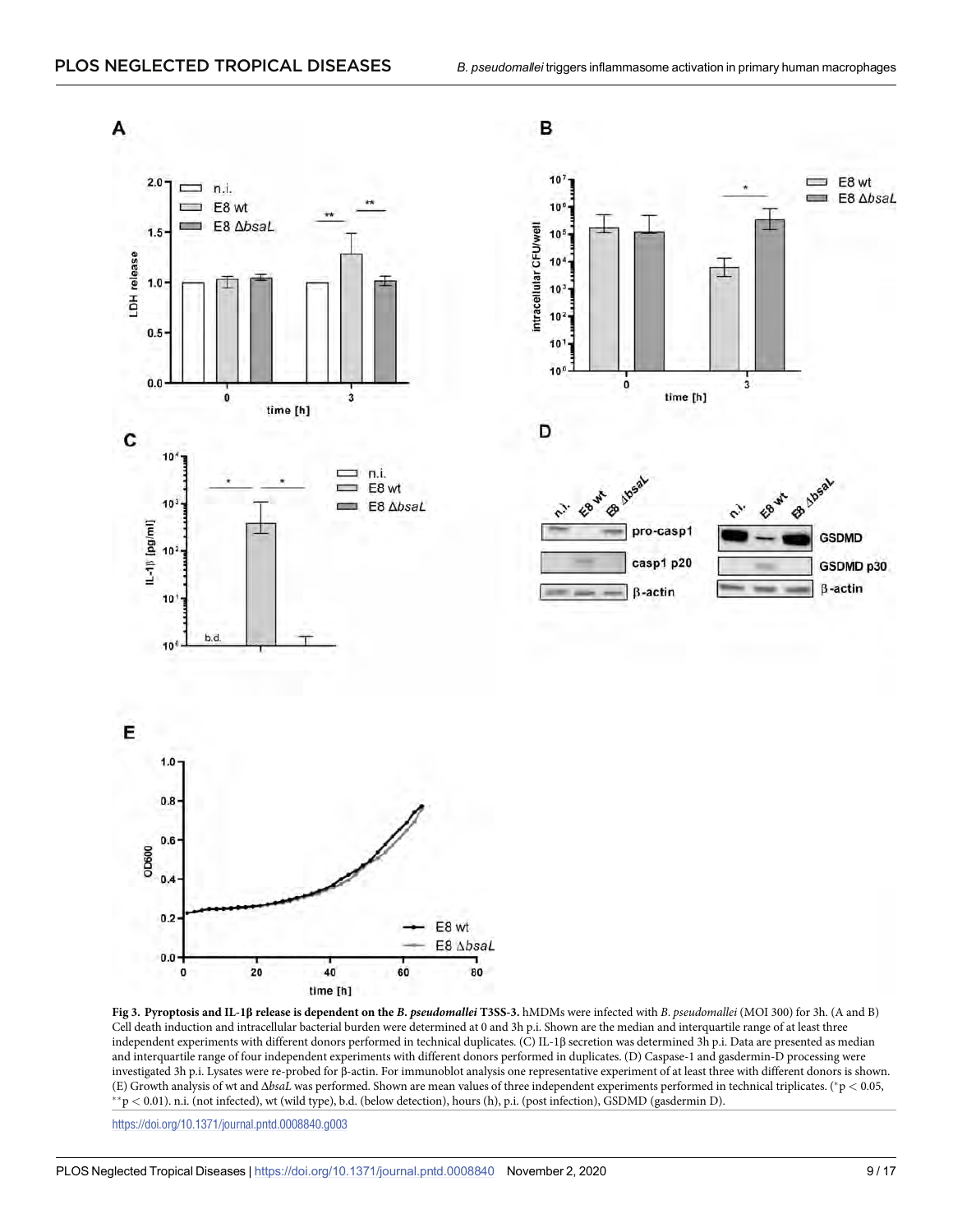**Fig 3. Pyroptosis and IL-1β release is dependent on the *B. pseudomallei* T3SS-3.** hMDMs were infected with *B. pseudomallei* (MOI 300) for 3h. (A and B) Cell death induction and intracellular bacterial burden were determined at 0 and 3h p.i. Shown are the median and interquartile range of at least three independent experiments with different donors performed in technical duplicates. (C) IL-1β secretion was determined 3h p.i. Data are presented as median and interquartile range of four independent experiments with different donors performed in duplicates. (D) Caspase-1 and gasdermin-D processing were investigated 3h p.i. Lysates were re-probed for β-actin. For immunoblot analysis one representative experiment of at least three with different donors is shown. (E) Growth analysis of wt and Δ*bsaL* was performed. Shown are mean values of three independent experiments performed in technical triplicates. (*$p < 0.05$, **$p < 0.01$). n.i. (not infected), wt (wild type), b.d. (below detection), hours (h), p.i. (post infection), GSDMD (gasdermin D).

https://doi.org/10.1371/journal.pntd.0008840.g003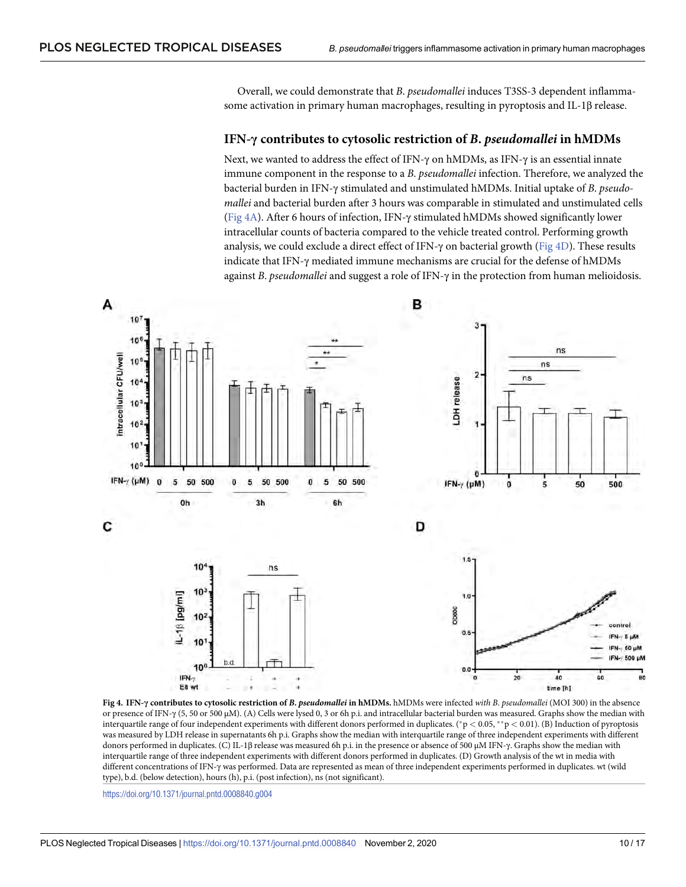Overall, we could demonstrate that *B. pseudomallei* induces T3SS-3 dependent inflammasome activation in primary human macrophages, resulting in pyroptosis and IL-1β release.

### IFN-γ contributes to cytosolic restriction of *B. pseudomallei* in hMDMs

Next, we wanted to address the effect of IFN-γ on hMDMs, as IFN-γ is an essential innate immune component in the response to a *B. pseudomallei* infection. Therefore, we analyzed the bacterial burden in IFN-γ stimulated and unstimulated hMDMs. Initial uptake of *B. pseudomallei* and bacterial burden after 3 hours was comparable in stimulated and unstimulated cells (Fig 4A). After 6 hours of infection, IFN-γ stimulated hMDMs showed significantly lower intracellular counts of bacteria compared to the vehicle treated control. Performing growth analysis, we could exclude a direct effect of IFN-γ on bacterial growth (Fig 4D). These results indicate that IFN-γ mediated immune mechanisms are crucial for the defense of hMDMs against *B. pseudomallei* and suggest a role of IFN-γ in the protection from human melioidosis.

**Fig 4. IFN-γ contributes to cytosolic restriction of *B. pseudomallei* in hMDMs.** hMDMs were infected *with B. pseudomallei* (MOI 300) in the absence or presence of IFN-γ (5, 50 or 500 μM). (A) Cells were lysed 0, 3 or 6h p.i. and intracellular bacterial burden was measured. Graphs show the median with interquartile range of four independent experiments with different donors performed in duplicates. (\*$p < 0.05$, \*\*$p < 0.01$). (B) Induction of pyroptosis was measured by LDH release in supernatants 6h p.i. Graphs show the median with interquartile range of three independent experiments with different donors performed in duplicates. (C) IL-1β release was measured 6h p.i. in the presence or absence of 500 μM IFN-γ. Graphs show the median with interquartile range of three independent experiments with different donors performed in duplicates. (D) Growth analysis of the wt in media with different concentrations of IFN-γ was performed. Data are represented as mean of three independent experiments performed in duplicates. wt (wild type), b.d. (below detection), hours (h), p.i. (post infection), ns (not significant).

https://doi.org/10.1371/journal.pntd.0008840.g004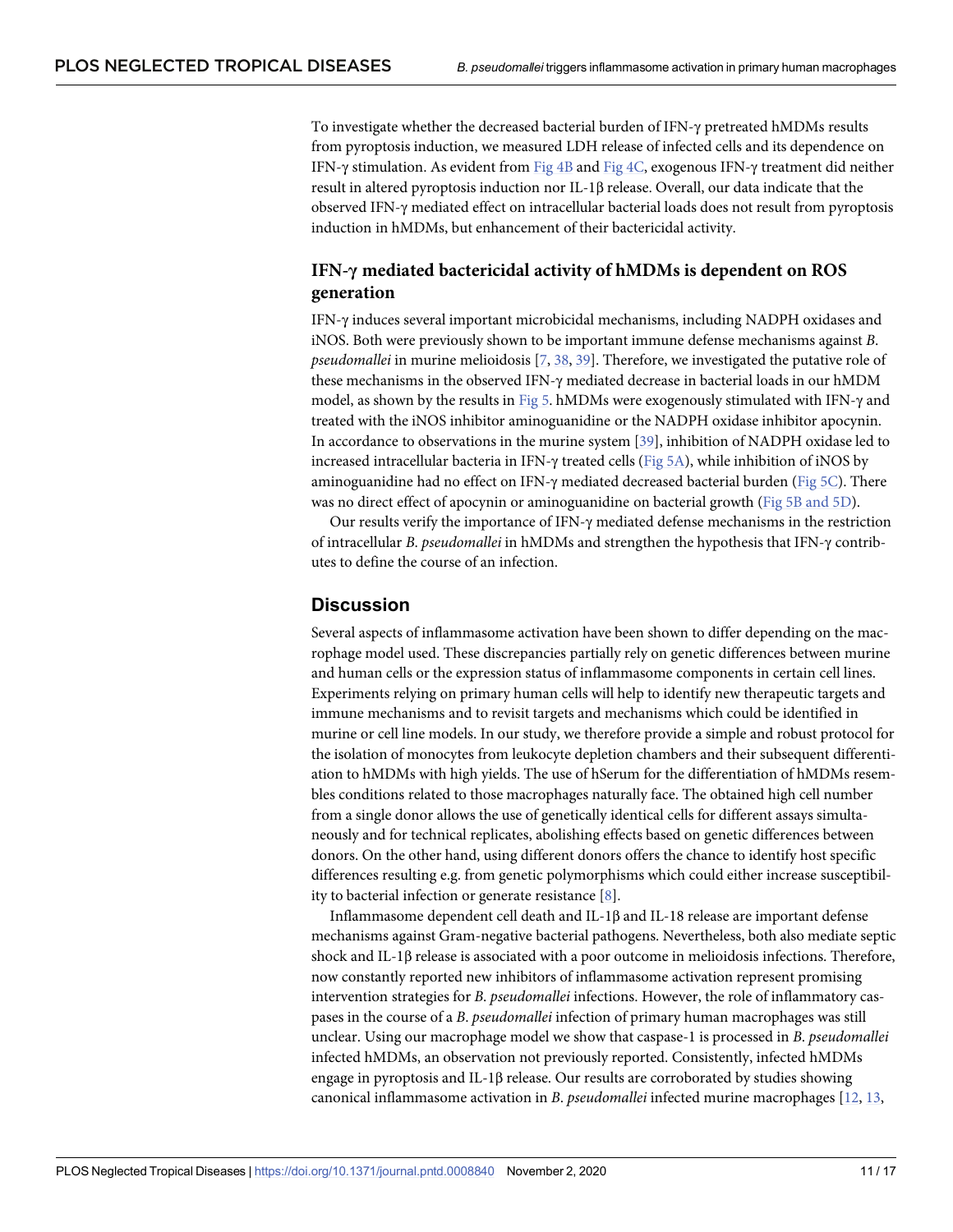To investigate whether the decreased bacterial burden of IFN-γ pretreated hMDMs results from pyroptosis induction, we measured LDH release of infected cells and its dependence on IFN-γ stimulation. As evident from Fig 4B and Fig 4C, exogenous IFN-γ treatment did neither result in altered pyroptosis induction nor IL-1β release. Overall, our data indicate that the observed IFN-γ mediated effect on intracellular bacterial loads does not result from pyroptosis induction in hMDMs, but enhancement of their bactericidal activity.

## IFN-γ mediated bactericidal activity of hMDMs is dependent on ROS generation

IFN-γ induces several important microbicidal mechanisms, including NADPH oxidases and iNOS. Both were previously shown to be important immune defense mechanisms against *B. pseudomallei* in murine melioidosis [7, 38, 39]. Therefore, we investigated the putative role of these mechanisms in the observed IFN-γ mediated decrease in bacterial loads in our hMDM model, as shown by the results in Fig 5. hMDMs were exogenously stimulated with IFN-γ and treated with the iNOS inhibitor aminoguanidine or the NADPH oxidase inhibitor apocynin. In accordance to observations in the murine system [39], inhibition of NADPH oxidase led to increased intracellular bacteria in IFN-γ treated cells (Fig 5A), while inhibition of iNOS by aminoguanidine had no effect on IFN-γ mediated decreased bacterial burden (Fig 5C). There was no direct effect of apocynin or aminoguanidine on bacterial growth (Fig 5B and 5D).

Our results verify the importance of IFN-γ mediated defense mechanisms in the restriction of intracellular *B. pseudomallei* in hMDMs and strengthen the hypothesis that IFN-γ contributes to define the course of an infection.

# Discussion

Several aspects of inflammasome activation have been shown to differ depending on the macrophage model used. These discrepancies partially rely on genetic differences between murine and human cells or the expression status of inflammasome components in certain cell lines. Experiments relying on primary human cells will help to identify new therapeutic targets and immune mechanisms and to revisit targets and mechanisms which could be identified in murine or cell line models. In our study, we therefore provide a simple and robust protocol for the isolation of monocytes from leukocyte depletion chambers and their subsequent differentiation to hMDMs with high yields. The use of hSerum for the differentiation of hMDMs resembles conditions related to those macrophages naturally face. The obtained high cell number from a single donor allows the use of genetically identical cells for different assays simultaneously and for technical replicates, abolishing effects based on genetic differences between donors. On the other hand, using different donors offers the chance to identify host specific differences resulting e.g. from genetic polymorphisms which could either increase susceptibility to bacterial infection or generate resistance [8].

Inflammasome dependent cell death and IL-1β and IL-18 release are important defense mechanisms against Gram-negative bacterial pathogens. Nevertheless, both also mediate septic shock and IL-1β release is associated with a poor outcome in melioidosis infections. Therefore, now constantly reported new inhibitors of inflammasome activation represent promising intervention strategies for *B. pseudomallei* infections. However, the role of inflammatory caspases in the course of a *B. pseudomallei* infection of primary human macrophages was still unclear. Using our macrophage model we show that caspase-1 is processed in *B. pseudomallei* infected hMDMs, an observation not previously reported. Consistently, infected hMDMs engage in pyroptosis and IL-1β release. Our results are corroborated by studies showing canonical inflammasome activation in *B. pseudomallei* infected murine macrophages [12, 13,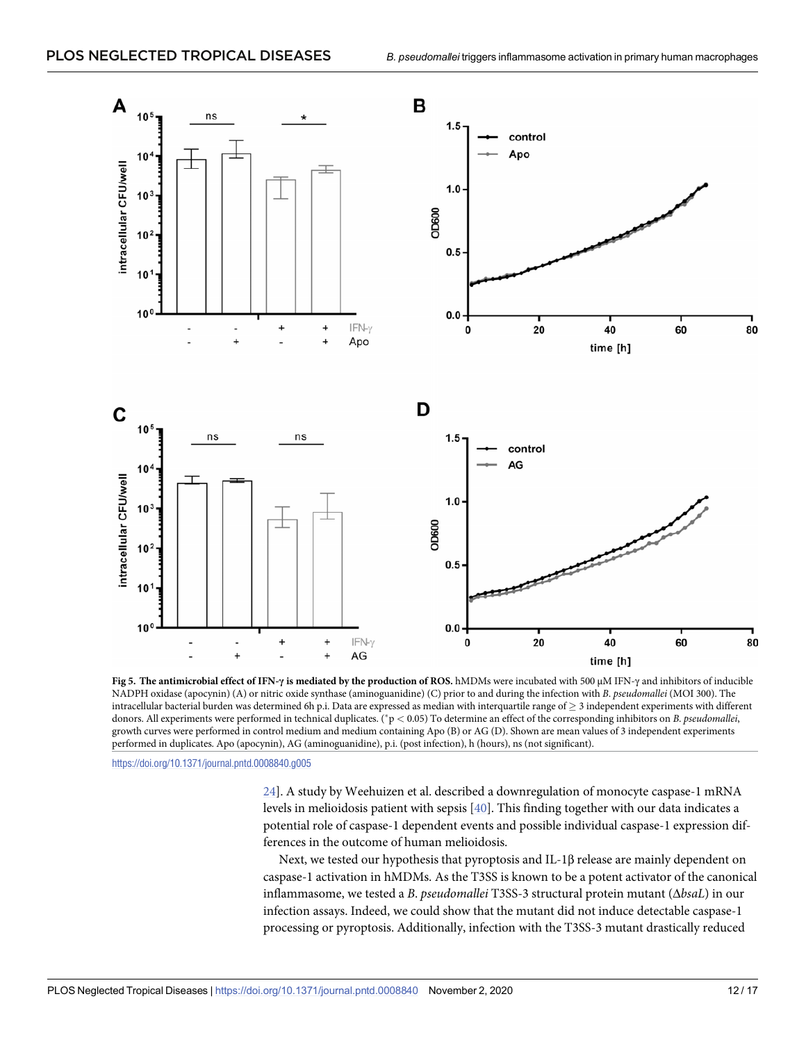**Fig 5. The antimicrobial effect of IFN-γ is mediated by the production of ROS.** hMDMs were incubated with 500 μM IFN-γ and inhibitors of inducible NADPH oxidase (apocynin) (A) or nitric oxide synthase (aminoguanidine) (C) prior to and during the infection with *B. pseudomallei* (MOI 300). The intracellular bacterial burden was determined 6h p.i. Data are expressed as median with interquartile range of ≥ 3 independent experiments with different donors. All experiments were performed in technical duplicates. (*p < 0.05) To determine an effect of the corresponding inhibitors on *B. pseudomallei*, growth curves were performed in control medium and medium containing Apo (B) or AG (D). Shown are mean values of 3 independent experiments performed in duplicates. Apo (apocynin), AG (aminoguanidine), p.i. (post infection), h (hours), ns (not significant).

https://doi.org/10.1371/journal.pntd.0008840.g005

24]. A study by Weehuizen et al. described a downregulation of monocyte caspase-1 mRNA levels in melioidosis patient with sepsis [40]. This finding together with our data indicates a potential role of caspase-1 dependent events and possible individual caspase-1 expression differences in the outcome of human melioidosis.

Next, we tested our hypothesis that pyroptosis and IL-1β release are mainly dependent on caspase-1 activation in hMDMs. As the T3SS is known to be a potent activator of the canonical inflammasome, we tested a *B. pseudomallei* T3SS-3 structural protein mutant (Δ*bsaL*) in our infection assays. Indeed, we could show that the mutant did not induce detectable caspase-1 processing or pyroptosis. Additionally, infection with the T3SS-3 mutant drastically reduced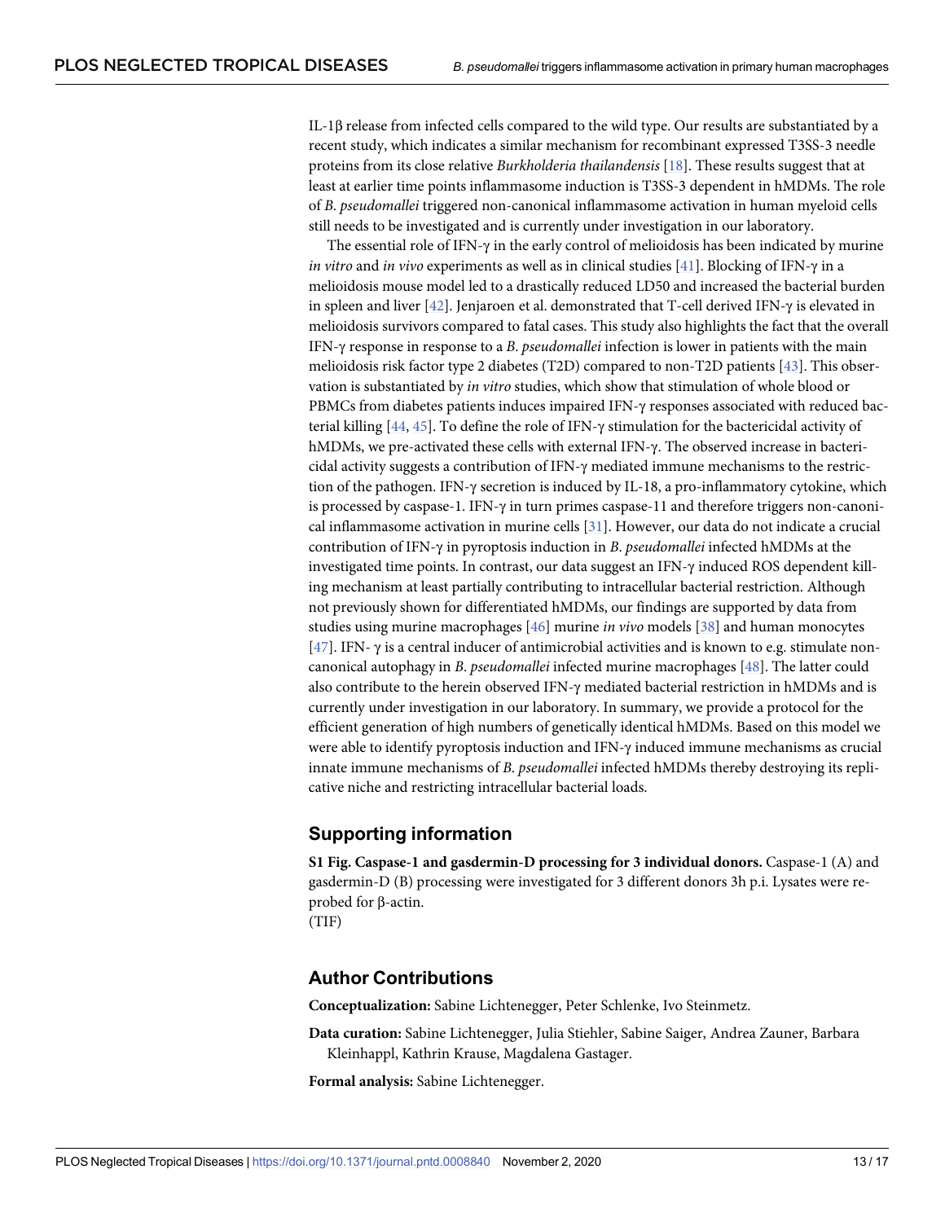IL-1β release from infected cells compared to the wild type. Our results are substantiated by a recent study, which indicates a similar mechanism for recombinant expressed T3SS-3 needle proteins from its close relative *Burkholderia thailandensis* [18]. These results suggest that at least at earlier time points inflammasome induction is T3SS-3 dependent in hMDMs. The role of *B. pseudomallei* triggered non-canonical inflammasome activation in human myeloid cells still needs to be investigated and is currently under investigation in our laboratory.

The essential role of IFN-γ in the early control of melioidosis has been indicated by murine *in vitro* and *in vivo* experiments as well as in clinical studies [41]. Blocking of IFN-γ in a melioidosis mouse model led to a drastically reduced LD50 and increased the bacterial burden in spleen and liver [42]. Jenjaroen et al. demonstrated that T-cell derived IFN-γ is elevated in melioidosis survivors compared to fatal cases. This study also highlights the fact that the overall IFN-γ response in response to a *B. pseudomallei* infection is lower in patients with the main melioidosis risk factor type 2 diabetes (T2D) compared to non-T2D patients [43]. This observation is substantiated by *in vitro* studies, which show that stimulation of whole blood or PBMCs from diabetes patients induces impaired IFN-γ responses associated with reduced bacterial killing [44, 45]. To define the role of IFN-γ stimulation for the bactericidal activity of hMDMs, we pre-activated these cells with external IFN-γ. The observed increase in bactericidal activity suggests a contribution of IFN-γ mediated immune mechanisms to the restriction of the pathogen. IFN-γ secretion is induced by IL-18, a pro-inflammatory cytokine, which is processed by caspase-1. IFN-γ in turn primes caspase-11 and therefore triggers non-canonical inflammasome activation in murine cells [31]. However, our data do not indicate a crucial contribution of IFN-γ in pyroptosis induction in *B. pseudomallei* infected hMDMs at the investigated time points. In contrast, our data suggest an IFN-γ induced ROS dependent killing mechanism at least partially contributing to intracellular bacterial restriction. Although not previously shown for differentiated hMDMs, our findings are supported by data from studies using murine macrophages [46] murine *in vivo* models [38] and human monocytes [47]. IFN- γ is a central inducer of antimicrobial activities and is known to e.g. stimulate non-canonical autophagy in *B. pseudomallei* infected murine macrophages [48]. The latter could also contribute to the herein observed IFN-γ mediated bacterial restriction in hMDMs and is currently under investigation in our laboratory. In summary, we provide a protocol for the efficient generation of high numbers of genetically identical hMDMs. Based on this model we were able to identify pyroptosis induction and IFN-γ induced immune mechanisms as crucial innate immune mechanisms of *B. pseudomallei* infected hMDMs thereby destroying its replicative niche and restricting intracellular bacterial loads.

## Supporting information

**S1 Fig. Caspase-1 and gasdermin-D processing for 3 individual donors.** Caspase-1 (A) and gasdermin-D (B) processing were investigated for 3 different donors 3h p.i. Lysates were re-probed for β-actin.
(TIF)

## Author Contributions

**Conceptualization:** Sabine Lichtenegger, Peter Schlenke, Ivo Steinmetz.

**Data curation:** Sabine Lichtenegger, Julia Stiehler, Sabine Saiger, Andrea Zauner, Barbara Kleinhappl, Kathrin Krause, Magdalena Gastager.

**Formal analysis:** Sabine Lichtenegger.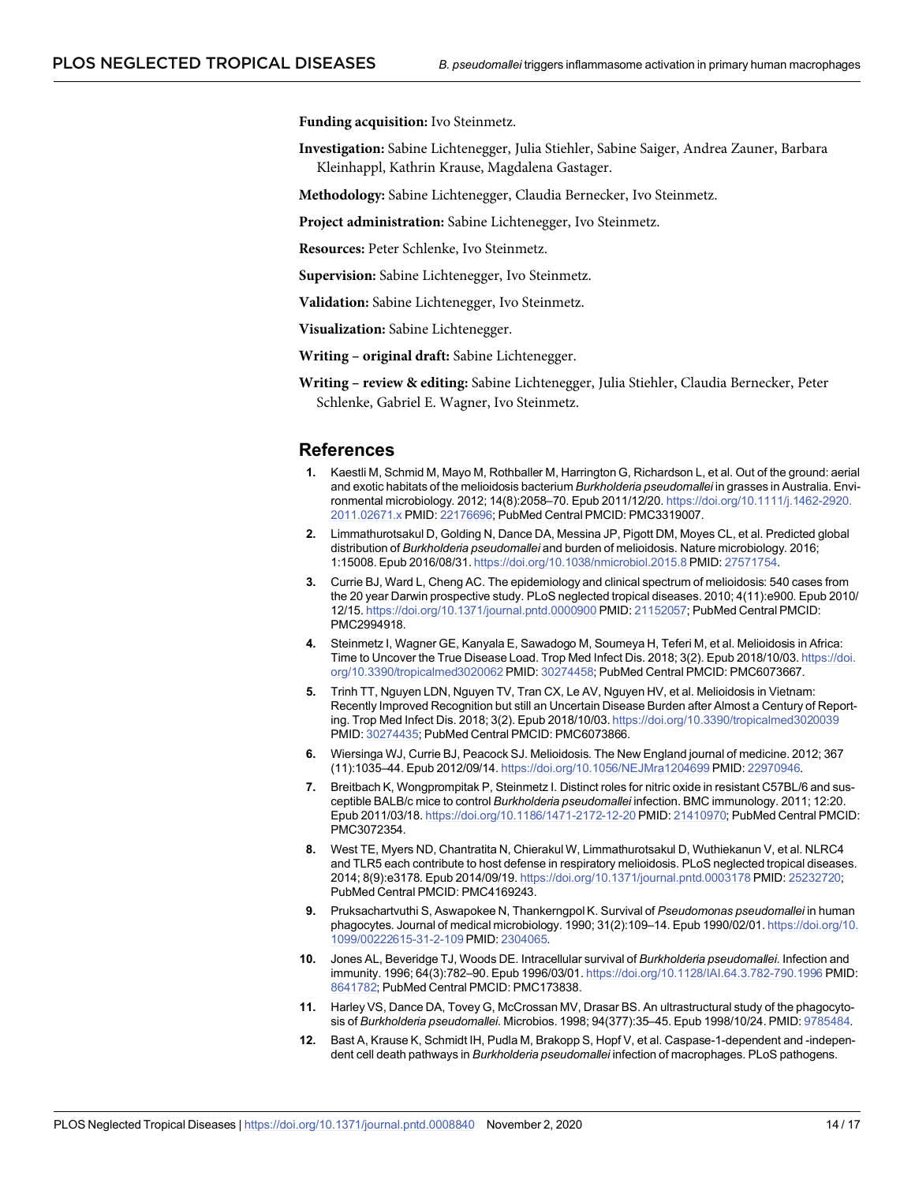**Funding acquisition:** Ivo Steinmetz.

**Investigation:** Sabine Lichtenegger, Julia Stiehler, Sabine Saiger, Andrea Zauner, Barbara Kleinhappl, Kathrin Krause, Magdalena Gastager.

**Methodology:** Sabine Lichtenegger, Claudia Bernecker, Ivo Steinmetz.

**Project administration:** Sabine Lichtenegger, Ivo Steinmetz.

**Resources:** Peter Schlenke, Ivo Steinmetz.

**Supervision:** Sabine Lichtenegger, Ivo Steinmetz.

**Validation:** Sabine Lichtenegger, Ivo Steinmetz.

**Visualization:** Sabine Lichtenegger.

**Writing – original draft:** Sabine Lichtenegger.

**Writing – review & editing:** Sabine Lichtenegger, Julia Stiehler, Claudia Bernecker, Peter Schlenke, Gabriel E. Wagner, Ivo Steinmetz.

## References

1. Kaestli M, Schmid M, Mayo M, Rothballer M, Harrington G, Richardson L, et al. Out of the ground: aerial and exotic habitats of the melioidosis bacterium *Burkholderia pseudomallei* in grasses in Australia. Environmental microbiology. 2012; 14(8):2058–70. Epub 2011/12/20. https://doi.org/10.1111/j.1462-2920.2011.02671.x PMID: 22176696; PubMed Central PMCID: PMC3319007.
2. Limmathurotsakul D, Golding N, Dance DA, Messina JP, Pigott DM, Moyes CL, et al. Predicted global distribution of *Burkholderia pseudomallei* and burden of melioidosis. Nature microbiology. 2016; 1:15008. Epub 2016/08/31. https://doi.org/10.1038/nmicrobiol.2015.8 PMID: 27571754.
3. Currie BJ, Ward L, Cheng AC. The epidemiology and clinical spectrum of melioidosis: 540 cases from the 20 year Darwin prospective study. PLoS neglected tropical diseases. 2010; 4(11):e900. Epub 2010/12/15. https://doi.org/10.1371/journal.pntd.0000900 PMID: 21152057; PubMed Central PMCID: PMC2994918.
4. Steinmetz I, Wagner GE, Kanyala E, Sawadogo M, Soumeya H, Teferi M, et al. Melioidosis in Africa: Time to Uncover the True Disease Load. Trop Med Infect Dis. 2018; 3(2). Epub 2018/10/03. https://doi.org/10.3390/tropicalmed3020062 PMID: 30274458; PubMed Central PMCID: PMC6073667.
5. Trinh TT, Nguyen LDN, Nguyen TV, Tran CX, Le AV, Nguyen HV, et al. Melioidosis in Vietnam: Recently Improved Recognition but still an Uncertain Disease Burden after Almost a Century of Reporting. Trop Med Infect Dis. 2018; 3(2). Epub 2018/10/03. https://doi.org/10.3390/tropicalmed3020039 PMID: 30274435; PubMed Central PMCID: PMC6073866.
6. Wiersinga WJ, Currie BJ, Peacock SJ. Melioidosis. The New England journal of medicine. 2012; 367 (11):1035–44. Epub 2012/09/14. https://doi.org/10.1056/NEJMra1204699 PMID: 22970946.
7. Breitbach K, Wongprompitak P, Steinmetz I. Distinct roles for nitric oxide in resistant C57BL/6 and susceptible BALB/c mice to control *Burkholderia pseudomallei* infection. BMC immunology. 2011; 12:20. Epub 2011/03/18. https://doi.org/10.1186/1471-2172-12-20 PMID: 21410970; PubMed Central PMCID: PMC3072354.
8. West TE, Myers ND, Chantratita N, Chierakul W, Limmathurotsakul D, Wuthiekanun V, et al. NLRC4 and TLR5 each contribute to host defense in respiratory melioidosis. PLoS neglected tropical diseases. 2014; 8(9):e3178. Epub 2014/09/19. https://doi.org/10.1371/journal.pntd.0003178 PMID: 25232720; PubMed Central PMCID: PMC4169243.
9. Pruksachartvuthi S, Aswapokee N, Thankerngpol K. Survival of *Pseudomonas pseudomallei* in human phagocytes. Journal of medical microbiology. 1990; 31(2):109–14. Epub 1990/02/01. https://doi.org/10.1099/00222615-31-2-109 PMID: 2304065.
10. Jones AL, Beveridge TJ, Woods DE. Intracellular survival of *Burkholderia pseudomallei*. Infection and immunity. 1996; 64(3):782–90. Epub 1996/03/01. https://doi.org/10.1128/IAI.64.3.782-790.1996 PMID: 8641782; PubMed Central PMCID: PMC173838.
11. Harley VS, Dance DA, Tovey G, McCrossan MV, Drasar BS. An ultrastructural study of the phagocytosis of *Burkholderia pseudomallei*. Microbios. 1998; 94(377):35–45. Epub 1998/10/24. PMID: 9785484.
12. Bast A, Krause K, Schmidt IH, Pudla M, Brakopp S, Hopf V, et al. Caspase-1-dependent and -independent cell death pathways in *Burkholderia pseudomallei* infection of macrophages. PLoS pathogens.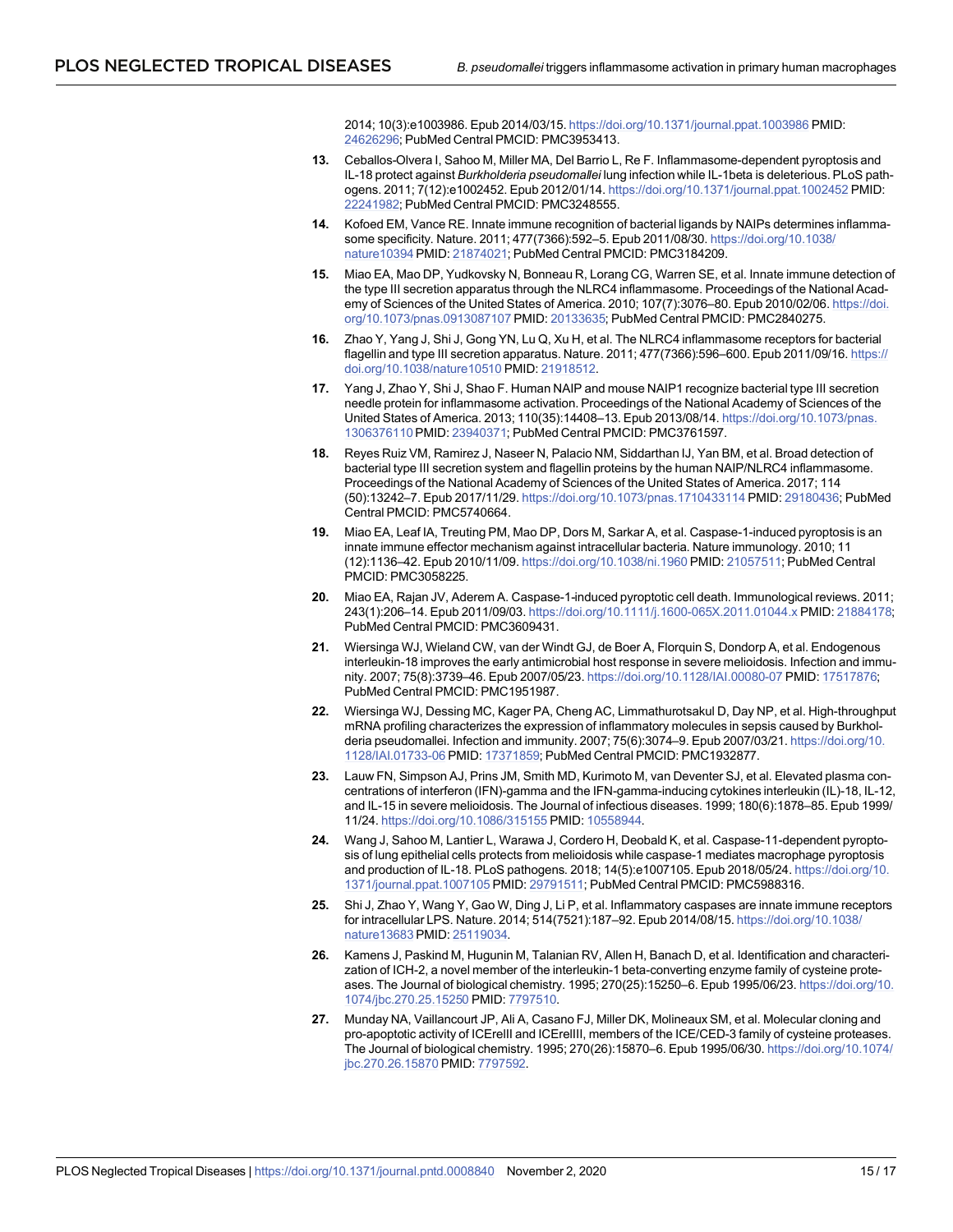2014; 10(3):e1003986. Epub 2014/03/15. https://doi.org/10.1371/journal.ppat.1003986 PMID: 24626296; PubMed Central PMCID: PMC3953413.

13. Ceballos-Olvera I, Sahoo M, Miller MA, Del Barrio L, Re F. Inflammasome-dependent pyroptosis and IL-18 protect against *Burkholderia pseudomallei* lung infection while IL-1beta is deleterious. PLoS pathogens. 2011; 7(12):e1002452. Epub 2012/01/14. https://doi.org/10.1371/journal.ppat.1002452 PMID: 22241982; PubMed Central PMCID: PMC3248555.

14. Kofoed EM, Vance RE. Innate immune recognition of bacterial ligands by NAIPs determines inflammasome specificity. Nature. 2011; 477(7366):592–5. Epub 2011/08/30. https://doi.org/10.1038/nature10394 PMID: 21874021; PubMed Central PMCID: PMC3184209.

15. Miao EA, Mao DP, Yudkovsky N, Bonneau R, Lorang CG, Warren SE, et al. Innate immune detection of the type III secretion apparatus through the NLRC4 inflammasome. Proceedings of the National Academy of Sciences of the United States of America. 2010; 107(7):3076–80. Epub 2010/02/06. https://doi.org/10.1073/pnas.0913087107 PMID: 20133635; PubMed Central PMCID: PMC2840275.

16. Zhao Y, Yang J, Shi J, Gong YN, Lu Q, Xu H, et al. The NLRC4 inflammasome receptors for bacterial flagellin and type III secretion apparatus. Nature. 2011; 477(7366):596–600. Epub 2011/09/16. https://doi.org/10.1038/nature10510 PMID: 21918512.

17. Yang J, Zhao Y, Shi J, Shao F. Human NAIP and mouse NAIP1 recognize bacterial type III secretion needle protein for inflammasome activation. Proceedings of the National Academy of Sciences of the United States of America. 2013; 110(35):14408–13. Epub 2013/08/14. https://doi.org/10.1073/pnas.1306376110 PMID: 23940371; PubMed Central PMCID: PMC3761597.

18. Reyes Ruiz VM, Ramirez J, Naseer N, Palacio NM, Siddarthan IJ, Yan BM, et al. Broad detection of bacterial type III secretion system and flagellin proteins by the human NAIP/NLRC4 inflammasome. Proceedings of the National Academy of Sciences of the United States of America. 2017; 114 (50):13242–7. Epub 2017/11/29. https://doi.org/10.1073/pnas.1710433114 PMID: 29180436; PubMed Central PMCID: PMC5740664.

19. Miao EA, Leaf IA, Treuting PM, Mao DP, Dors M, Sarkar A, et al. Caspase-1-induced pyroptosis is an innate immune effector mechanism against intracellular bacteria. Nature immunology. 2010; 11 (12):1136–42. Epub 2010/11/09. https://doi.org/10.1038/ni.1960 PMID: 21057511; PubMed Central PMCID: PMC3058225.

20. Miao EA, Rajan JV, Aderem A. Caspase-1-induced pyroptotic cell death. Immunological reviews. 2011; 243(1):206–14. Epub 2011/09/03. https://doi.org/10.1111/j.1600-065X.2011.01044.x PMID: 21884178; PubMed Central PMCID: PMC3609431.

21. Wiersinga WJ, Wieland CW, van der Windt GJ, de Boer A, Florquin S, Dondorp A, et al. Endogenous interleukin-18 improves the early antimicrobial host response in severe melioidosis. Infection and immunity. 2007; 75(8):3739–46. Epub 2007/05/23. https://doi.org/10.1128/IAI.00080-07 PMID: 17517876; PubMed Central PMCID: PMC1951987.

22. Wiersinga WJ, Dessing MC, Kager PA, Cheng AC, Limmathurotsakul D, Day NP, et al. High-throughput mRNA profiling characterizes the expression of inflammatory molecules in sepsis caused by Burkholderia pseudomallei. Infection and immunity. 2007; 75(6):3074–9. Epub 2007/03/21. https://doi.org/10.1128/IAI.01733-06 PMID: 17371859; PubMed Central PMCID: PMC1932877.

23. Lauw FN, Simpson AJ, Prins JM, Smith MD, Kurimoto M, van Deventer SJ, et al. Elevated plasma concentrations of interferon (IFN)-gamma and the IFN-gamma-inducing cytokines interleukin (IL)-18, IL-12, and IL-15 in severe melioidosis. The Journal of infectious diseases. 1999; 180(6):1878–85. Epub 1999/11/24. https://doi.org/10.1086/315155 PMID: 10558944.

24. Wang J, Sahoo M, Lantier L, Warawa J, Cordero H, Deobald K, et al. Caspase-11-dependent pyroptosis of lung epithelial cells protects from melioidosis while caspase-1 mediates macrophage pyroptosis and production of IL-18. PLoS pathogens. 2018; 14(5):e1007105. Epub 2018/05/24. https://doi.org/10.1371/journal.ppat.1007105 PMID: 29791511; PubMed Central PMCID: PMC5988316.

25. Shi J, Zhao Y, Wang Y, Gao W, Ding J, Li P, et al. Inflammatory caspases are innate immune receptors for intracellular LPS. Nature. 2014; 514(7521):187–92. Epub 2014/08/15. https://doi.org/10.1038/nature13683 PMID: 25119034.

26. Kamens J, Paskind M, Hugunin M, Talanian RV, Allen H, Banach D, et al. Identification and characterization of ICH-2, a novel member of the interleukin-1 beta-converting enzyme family of cysteine proteases. The Journal of biological chemistry. 1995; 270(25):15250–6. Epub 1995/06/23. https://doi.org/10.1074/jbc.270.25.15250 PMID: 7797510.

27. Munday NA, Vaillancourt JP, Ali A, Casano FJ, Miller DK, Molineaux SM, et al. Molecular cloning and pro-apoptotic activity of ICErelII and ICErelIII, members of the ICE/CED-3 family of cysteine proteases. The Journal of biological chemistry. 1995; 270(26):15870–6. Epub 1995/06/30. https://doi.org/10.1074/jbc.270.26.15870 PMID: 7797592.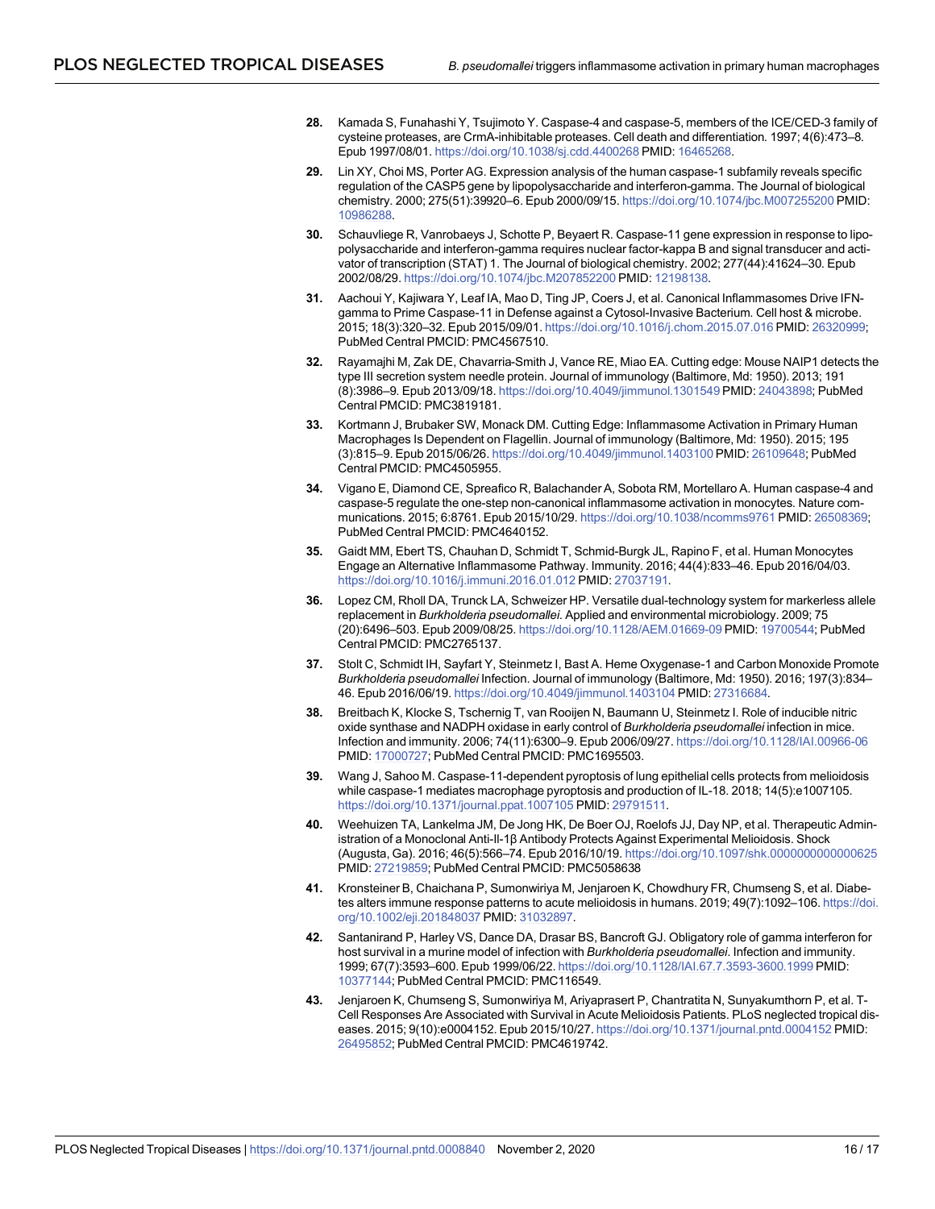28. Kamada S, Funahashi Y, Tsujimoto Y. Caspase-4 and caspase-5, members of the ICE/CED-3 family of cysteine proteases, are CrmA-inhibitable proteases. Cell death and differentiation. 1997; 4(6):473–8. Epub 1997/08/01. https://doi.org/10.1038/sj.cdd.4400268 PMID: 16465268.

29. Lin XY, Choi MS, Porter AG. Expression analysis of the human caspase-1 subfamily reveals specific regulation of the CASP5 gene by lipopolysaccharide and interferon-gamma. The Journal of biological chemistry. 2000; 275(51):39920–6. Epub 2000/09/15. https://doi.org/10.1074/jbc.M007255200 PMID: 10986288.

30. Schauvliege R, Vanrobaeys J, Schotte P, Beyaert R. Caspase-11 gene expression in response to lipopolysaccharide and interferon-gamma requires nuclear factor-kappa B and signal transducer and activator of transcription (STAT) 1. The Journal of biological chemistry. 2002; 277(44):41624–30. Epub 2002/08/29. https://doi.org/10.1074/jbc.M207852200 PMID: 12198138.

31. Aachoui Y, Kajiwara Y, Leaf IA, Mao D, Ting JP, Coers J, et al. Canonical Inflammasomes Drive IFN-gamma to Prime Caspase-11 in Defense against a Cytosol-Invasive Bacterium. Cell host & microbe. 2015; 18(3):320–32. Epub 2015/09/01. https://doi.org/10.1016/j.chom.2015.07.016 PMID: 26320999; PubMed Central PMCID: PMC4567510.

32. Rayamajhi M, Zak DE, Chavarria-Smith J, Vance RE, Miao EA. Cutting edge: Mouse NAIP1 detects the type III secretion system needle protein. Journal of immunology (Baltimore, Md: 1950). 2013; 191 (8):3986–9. Epub 2013/09/18. https://doi.org/10.4049/jimmunol.1301549 PMID: 24043898; PubMed Central PMCID: PMC3819181.

33. Kortmann J, Brubaker SW, Monack DM. Cutting Edge: Inflammasome Activation in Primary Human Macrophages Is Dependent on Flagellin. Journal of immunology (Baltimore, Md: 1950). 2015; 195 (3):815–9. Epub 2015/06/26. https://doi.org/10.4049/jimmunol.1403100 PMID: 26109648; PubMed Central PMCID: PMC4505955.

34. Vigano E, Diamond CE, Spreafico R, Balachander A, Sobota RM, Mortellaro A. Human caspase-4 and caspase-5 regulate the one-step non-canonical inflammasome activation in monocytes. Nature communications. 2015; 6:8761. Epub 2015/10/29. https://doi.org/10.1038/ncomms9761 PMID: 26508369; PubMed Central PMCID: PMC4640152.

35. Gaidt MM, Ebert TS, Chauhan D, Schmidt T, Schmid-Burgk JL, Rapino F, et al. Human Monocytes Engage an Alternative Inflammasome Pathway. Immunity. 2016; 44(4):833–46. Epub 2016/04/03. https://doi.org/10.1016/j.immuni.2016.01.012 PMID: 27037191.

36. Lopez CM, Rholl DA, Trunck LA, Schweizer HP. Versatile dual-technology system for markerless allele replacement in *Burkholderia pseudomallei*. Applied and environmental microbiology. 2009; 75 (20):6496–503. Epub 2009/08/25. https://doi.org/10.1128/AEM.01669-09 PMID: 19700544; PubMed Central PMCID: PMC2765137.

37. Stolt C, Schmidt IH, Sayfart Y, Steinmetz I, Bast A. Heme Oxygenase-1 and Carbon Monoxide Promote *Burkholderia pseudomallei* Infection. Journal of immunology (Baltimore, Md: 1950). 2016; 197(3):834–46. Epub 2016/06/19. https://doi.org/10.4049/jimmunol.1403104 PMID: 27316684.

38. Breitbach K, Klocke S, Tschernig T, van Rooijen N, Baumann U, Steinmetz I. Role of inducible nitric oxide synthase and NADPH oxidase in early control of *Burkholderia pseudomallei* infection in mice. Infection and immunity. 2006; 74(11):6300–9. Epub 2006/09/27. https://doi.org/10.1128/IAI.00966-06 PMID: 17000727; PubMed Central PMCID: PMC1695503.

39. Wang J, Sahoo M. Caspase-11-dependent pyroptosis of lung epithelial cells protects from melioidosis while caspase-1 mediates macrophage pyroptosis and production of IL-18. 2018; 14(5):e1007105. https://doi.org/10.1371/journal.ppat.1007105 PMID: 29791511.

40. Weehuizen TA, Lankelma JM, De Jong HK, De Boer OJ, Roelofs JJ, Day NP, et al. Therapeutic Administration of a Monoclonal Anti-Il-1β Antibody Protects Against Experimental Melioidosis. Shock (Augusta, Ga). 2016; 46(5):566–74. Epub 2016/10/19. https://doi.org/10.1097/shk.0000000000000625 PMID: 27219859; PubMed Central PMCID: PMC5058638

41. Kronsteiner B, Chaichana P, Sumonwiriya M, Jenjaroen K, Chowdhury FR, Chumseng S, et al. Diabetes alters immune response patterns to acute melioidosis in humans. 2019; 49(7):1092–106. https://doi.org/10.1002/eji.201848037 PMID: 31032897.

42. Santanirand P, Harley VS, Dance DA, Drasar BS, Bancroft GJ. Obligatory role of gamma interferon for host survival in a murine model of infection with *Burkholderia pseudomallei*. Infection and immunity. 1999; 67(7):3593–600. Epub 1999/06/22. https://doi.org/10.1128/IAI.67.7.3593-3600.1999 PMID: 10377144; PubMed Central PMCID: PMC116549.

43. Jenjaroen K, Chumseng S, Sumonwiriya M, Ariyaprasert P, Chantratita N, Sunyakumthorn P, et al. T-Cell Responses Are Associated with Survival in Acute Melioidosis Patients. PLoS neglected tropical diseases. 2015; 9(10):e0004152. Epub 2015/10/27. https://doi.org/10.1371/journal.pntd.0004152 PMID: 26495852; PubMed Central PMCID: PMC4619742.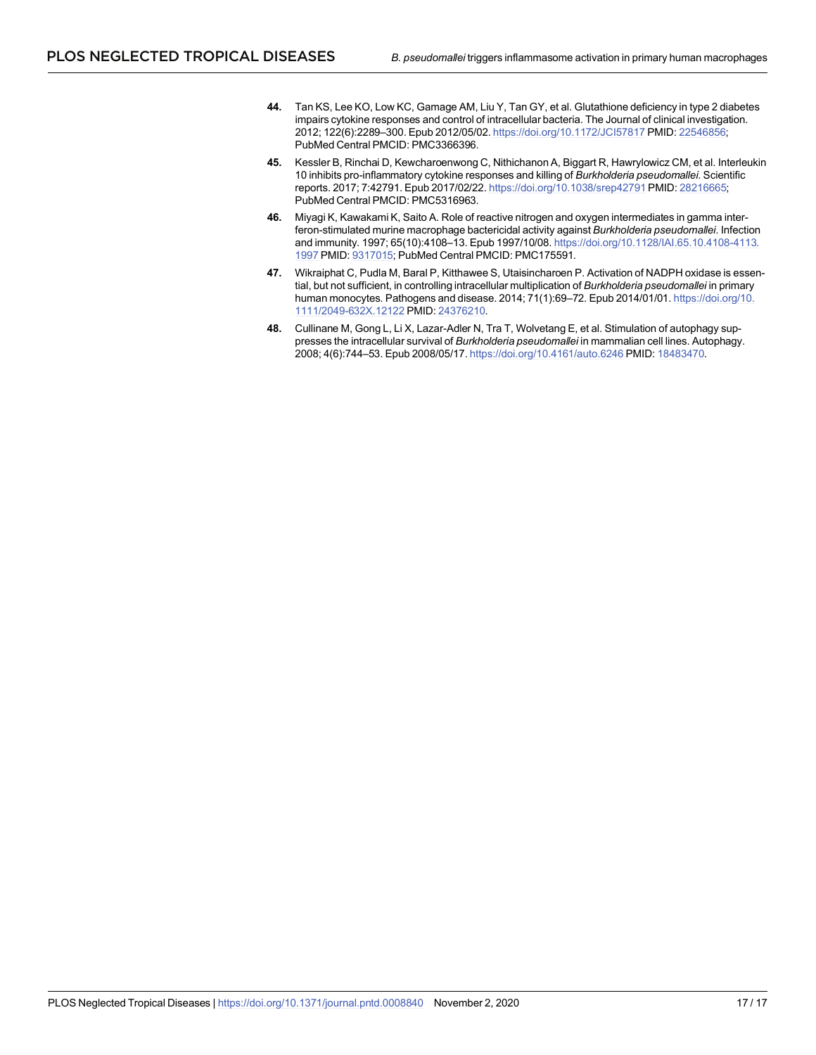44. Tan KS, Lee KO, Low KC, Gamage AM, Liu Y, Tan GY, et al. Glutathione deficiency in type 2 diabetes impairs cytokine responses and control of intracellular bacteria. The Journal of clinical investigation. 2012; 122(6):2289–300. Epub 2012/05/02. https://doi.org/10.1172/JCI57817 PMID: 22546856; PubMed Central PMCID: PMC3366396.

45. Kessler B, Rinchai D, Kewcharoenwong C, Nithichanon A, Biggart R, Hawrylowicz CM, et al. Interleukin 10 inhibits pro-inflammatory cytokine responses and killing of *Burkholderia pseudomallei*. Scientific reports. 2017; 7:42791. Epub 2017/02/22. https://doi.org/10.1038/srep42791 PMID: 28216665; PubMed Central PMCID: PMC5316963.

46. Miyagi K, Kawakami K, Saito A. Role of reactive nitrogen and oxygen intermediates in gamma interferon-stimulated murine macrophage bactericidal activity against *Burkholderia pseudomallei*. Infection and immunity. 1997; 65(10):4108–13. Epub 1997/10/08. https://doi.org/10.1128/IAI.65.10.4108-4113.1997 PMID: 9317015; PubMed Central PMCID: PMC175591.

47. Wikraiphat C, Pudla M, Baral P, Kitthawee S, Utaisincharoen P. Activation of NADPH oxidase is essential, but not sufficient, in controlling intracellular multiplication of *Burkholderia pseudomallei* in primary human monocytes. Pathogens and disease. 2014; 71(1):69–72. Epub 2014/01/01. https://doi.org/10.1111/2049-632X.12122 PMID: 24376210.

48. Cullinane M, Gong L, Li X, Lazar-Adler N, Tra T, Wolvetang E, et al. Stimulation of autophagy suppresses the intracellular survival of *Burkholderia pseudomallei* in mammalian cell lines. Autophagy. 2008; 4(6):744–53. Epub 2008/05/17. https://doi.org/10.4161/auto.6246 PMID: 18483470.